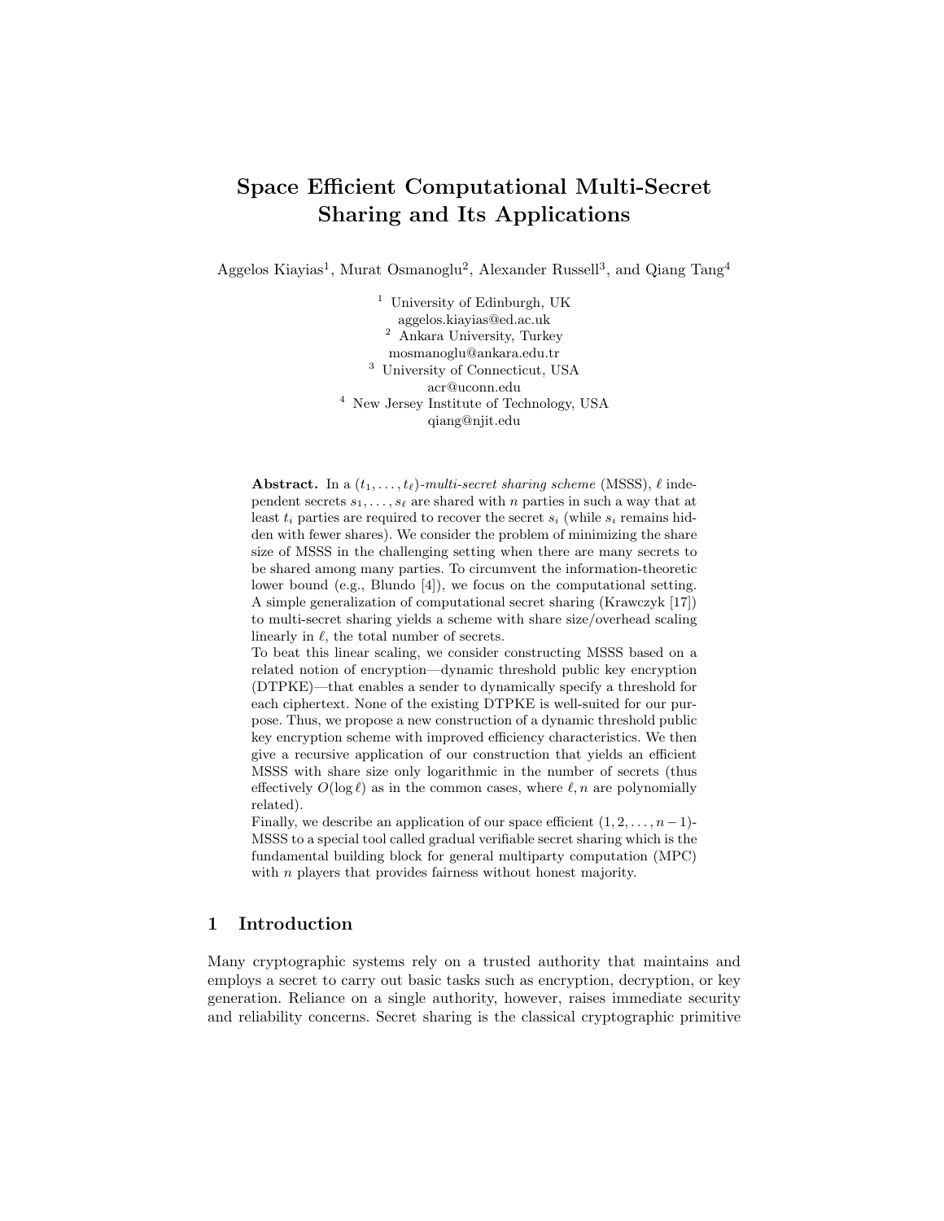# Space Efficient Computational Multi-Secret Sharing and Its Applications

Aggelos Kiayias[1], Murat Osmanoglu[2], Alexander Russell[3], and Qiang Tang[4]

[1] University of Edinburgh, UK
aggelos.kiayias@ed.ac.uk
[2] Ankara University, Turkey
mosmanoglu@ankara.edu.tr
[3] University of Connecticut, USA
acr@uconn.edu
[4] New Jersey Institute of Technology, USA
qiang@njit.edu

**Abstract.** In a $(t_1, \ldots, t_\ell)$-*multi-secret sharing scheme* (MSSS), $\ell$ independent secrets $s_1, \ldots, s_\ell$ are shared with $n$ parties in such a way that at least $t_i$ parties are required to recover the secret $s_i$ (while $s_i$ remains hidden with fewer shares). We consider the problem of minimizing the share size of MSSS in the challenging setting when there are many secrets to be shared among many parties. To circumvent the information-theoretic lower bound (e.g., Blundo [4]), we focus on the computational setting. A simple generalization of computational secret sharing (Krawczyk [17]) to multi-secret sharing yields a scheme with share size/overhead scaling linearly in $\ell$, the total number of secrets.

To beat this linear scaling, we consider constructing MSSS based on a related notion of encryption—dynamic threshold public key encryption (DTPKE)—that enables a sender to dynamically specify a threshold for each ciphertext. None of the existing DTPKE is well-suited for our purpose. Thus, we propose a new construction of a dynamic threshold public key encryption scheme with improved efficiency characteristics. We then give a recursive application of our construction that yields an efficient MSSS with share size only logarithmic in the number of secrets (thus effectively $O(\log \ell)$ as in the common cases, where $\ell, n$ are polynomially related).

Finally, we describe an application of our space efficient $(1, 2, \ldots, n-1)$-MSSS to a special tool called gradual verifiable secret sharing which is the fundamental building block for general multiparty computation (MPC) with $n$ players that provides fairness without honest majority.

## 1 Introduction

Many cryptographic systems rely on a trusted authority that maintains and employs a secret to carry out basic tasks such as encryption, decryption, or key generation. Reliance on a single authority, however, raises immediate security and reliability concerns. Secret sharing is the classical cryptographic primitive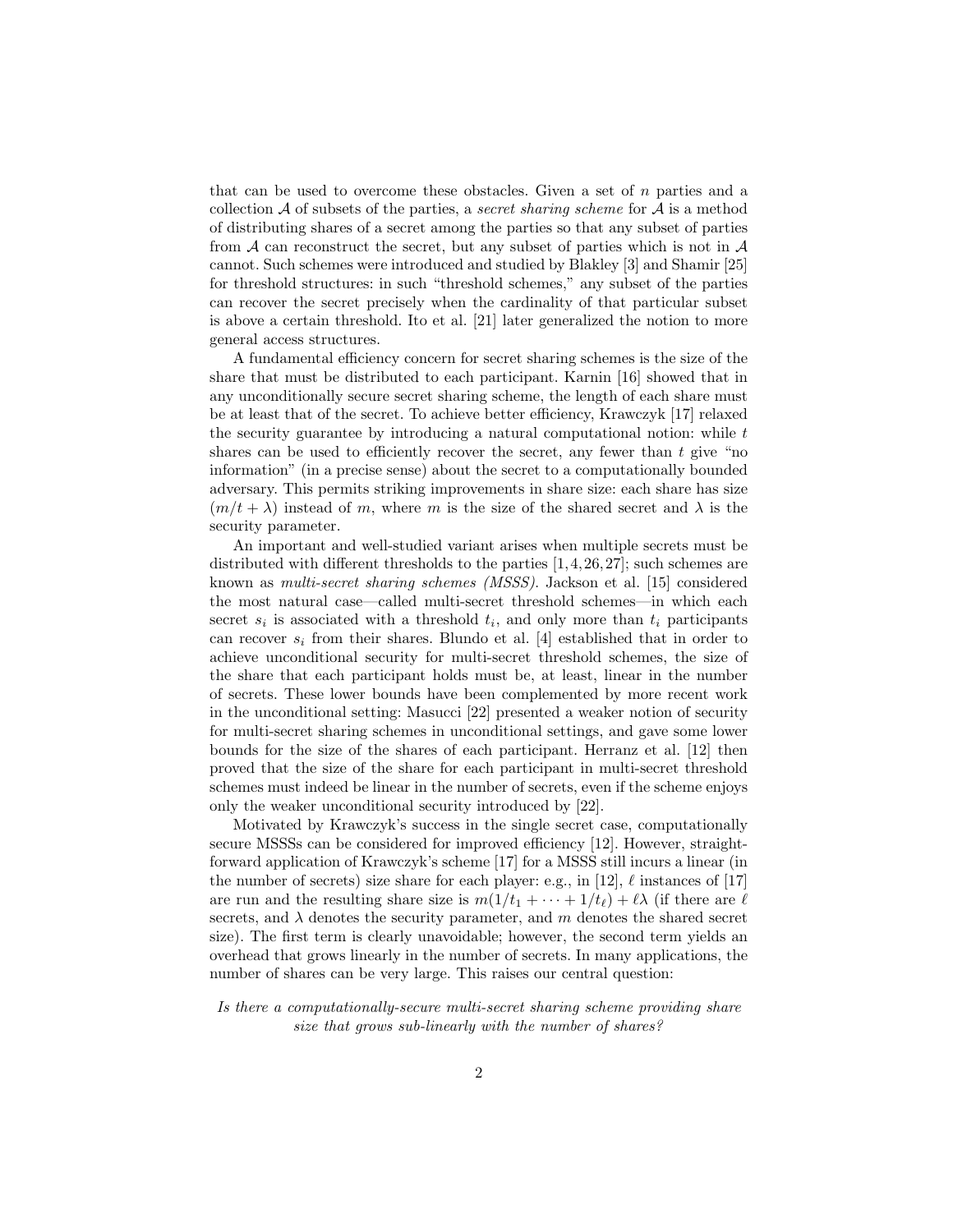that can be used to overcome these obstacles. Given a set of $n$ parties and a collection $\mathcal{A}$ of subsets of the parties, a *secret sharing scheme* for $\mathcal{A}$ is a method of distributing shares of a secret among the parties so that any subset of parties from $\mathcal{A}$ can reconstruct the secret, but any subset of parties which is not in $\mathcal{A}$ cannot. Such schemes were introduced and studied by Blakley [3] and Shamir [25] for threshold structures: in such "threshold schemes," any subset of the parties can recover the secret precisely when the cardinality of that particular subset is above a certain threshold. Ito et al. [21] later generalized the notion to more general access structures.

A fundamental efficiency concern for secret sharing schemes is the size of the share that must be distributed to each participant. Karnin [16] showed that in any unconditionally secure secret sharing scheme, the length of each share must be at least that of the secret. To achieve better efficiency, Krawczyk [17] relaxed the security guarantee by introducing a natural computational notion: while $t$ shares can be used to efficiently recover the secret, any fewer than $t$ give "no information" (in a precise sense) about the secret to a computationally bounded adversary. This permits striking improvements in share size: each share has size $(m/t + \lambda)$ instead of $m$, where $m$ is the size of the shared secret and $\lambda$ is the security parameter.

An important and well-studied variant arises when multiple secrets must be distributed with different thresholds to the parties [1,4,26,27]; such schemes are known as *multi-secret sharing schemes (MSSS)*. Jackson et al. [15] considered the most natural case—called multi-secret threshold schemes—in which each secret $s_i$ is associated with a threshold $t_i$, and only more than $t_i$ participants can recover $s_i$ from their shares. Blundo et al. [4] established that in order to achieve unconditional security for multi-secret threshold schemes, the size of the share that each participant holds must be, at least, linear in the number of secrets. These lower bounds have been complemented by more recent work in the unconditional setting: Masucci [22] presented a weaker notion of security for multi-secret sharing schemes in unconditional settings, and gave some lower bounds for the size of the shares of each participant. Herranz et al. [12] then proved that the size of the share for each participant in multi-secret threshold schemes must indeed be linear in the number of secrets, even if the scheme enjoys only the weaker unconditional security introduced by [22].

Motivated by Krawczyk's success in the single secret case, computationally secure MSSSs can be considered for improved efficiency [12]. However, straightforward application of Krawczyk's scheme [17] for a MSSS still incurs a linear (in the number of secrets) size share for each player: e.g., in [12], $\ell$ instances of [17] are run and the resulting share size is $m(1/t_1 + \cdots + 1/t_\ell) + \ell\lambda$ (if there are $\ell$ secrets, and $\lambda$ denotes the security parameter, and $m$ denotes the shared secret size). The first term is clearly unavoidable; however, the second term yields an overhead that grows linearly in the number of secrets. In many applications, the number of shares can be very large. This raises our central question:

*Is there a computationally-secure multi-secret sharing scheme providing share size that grows sub-linearly with the number of shares?*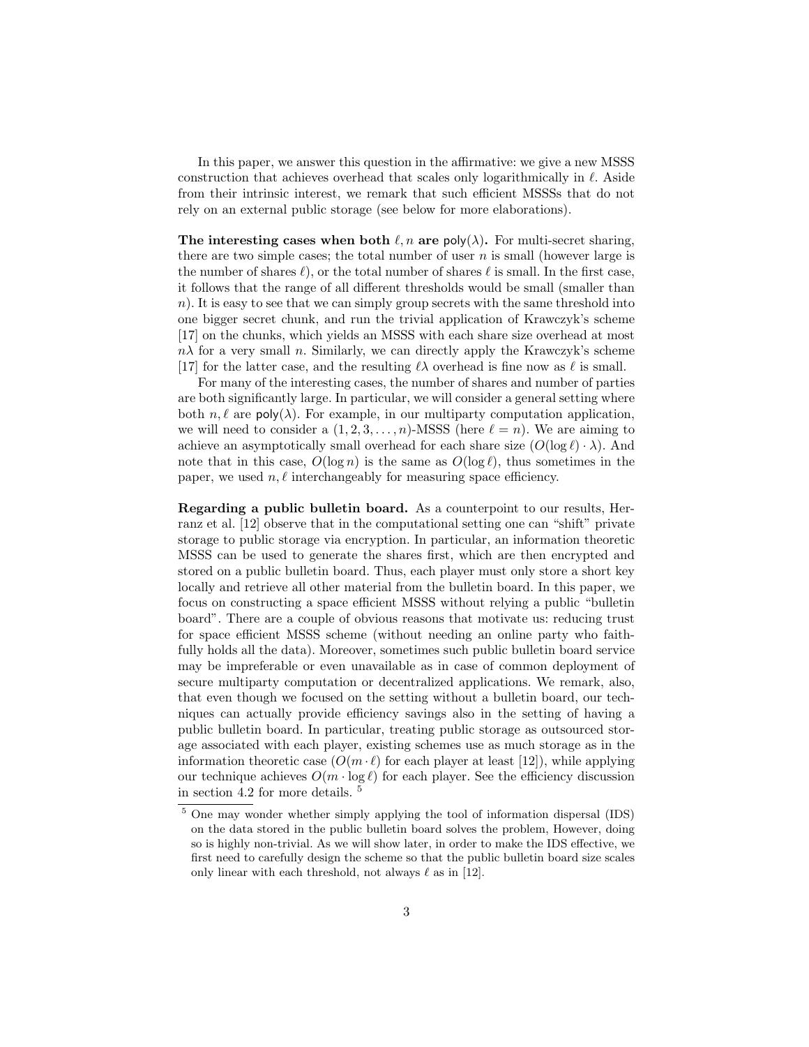In this paper, we answer this question in the affirmative: we give a new MSSS construction that achieves overhead that scales only logarithmically in $\ell$. Aside from their intrinsic interest, we remark that such efficient MSSSs that do not rely on an external public storage (see below for more elaborations).

**The interesting cases when both $\ell, n$ are $\mathsf{poly}(\lambda)$.** For multi-secret sharing, there are two simple cases; the total number of user $n$ is small (however large is the number of shares $\ell$), or the total number of shares $\ell$ is small. In the first case, it follows that the range of all different thresholds would be small (smaller than $n$). It is easy to see that we can simply group secrets with the same threshold into one bigger secret chunk, and run the trivial application of Krawczyk's scheme [17] on the chunks, which yields an MSSS with each share size overhead at most $n\lambda$ for a very small $n$. Similarly, we can directly apply the Krawczyk's scheme [17] for the latter case, and the resulting $\ell\lambda$ overhead is fine now as $\ell$ is small.

For many of the interesting cases, the number of shares and number of parties are both significantly large. In particular, we will consider a general setting where both $n, \ell$ are $\mathsf{poly}(\lambda)$. For example, in our multiparty computation application, we will need to consider a $(1, 2, 3, \ldots, n)$-MSSS (here $\ell = n$). We are aiming to achieve an asymptotically small overhead for each share size ($O(\log \ell) \cdot \lambda$). And note that in this case, $O(\log n)$ is the same as $O(\log \ell)$, thus sometimes in the paper, we used $n, \ell$ interchangeably for measuring space efficiency.

**Regarding a public bulletin board.** As a counterpoint to our results, Herranz et al. [12] observe that in the computational setting one can "shift" private storage to public storage via encryption. In particular, an information theoretic MSSS can be used to generate the shares first, which are then encrypted and stored on a public bulletin board. Thus, each player must only store a short key locally and retrieve all other material from the bulletin board. In this paper, we focus on constructing a space efficient MSSS without relying a public "bulletin board". There are a couple of obvious reasons that motivate us: reducing trust for space efficient MSSS scheme (without needing an online party who faithfully holds all the data). Moreover, sometimes such public bulletin board service may be impreferable or even unavailable as in case of common deployment of secure multiparty computation or decentralized applications. We remark, also, that even though we focused on the setting without a bulletin board, our techniques can actually provide efficiency savings also in the setting of having a public bulletin board. In particular, treating public storage as outsourced storage associated with each player, existing schemes use as much storage as in the information theoretic case ($O(m \cdot \ell)$ for each player at least [12]), while applying our technique achieves $O(m \cdot \log \ell)$ for each player. See the efficiency discussion in section 4.2 for more details. [5]

[5] One may wonder whether simply applying the tool of information dispersal (IDS) on the data stored in the public bulletin board solves the problem, However, doing so is highly non-trivial. As we will show later, in order to make the IDS effective, we first need to carefully design the scheme so that the public bulletin board size scales only linear with each threshold, not always $\ell$ as in [12].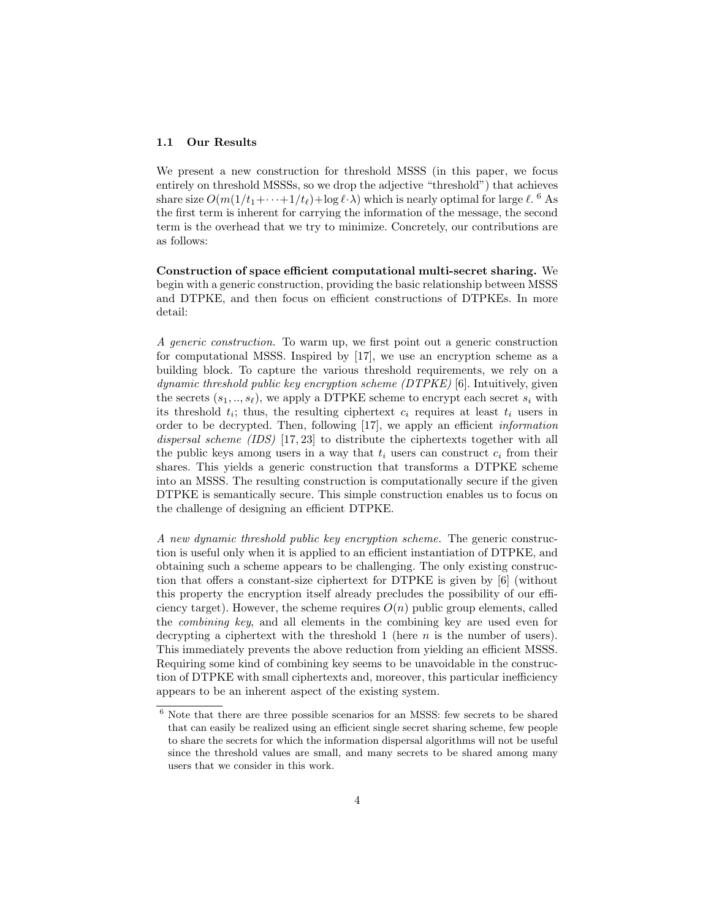### 1.1 Our Results

We present a new construction for threshold MSSS (in this paper, we focus entirely on threshold MSSSs, so we drop the adjective "threshold") that achieves share size $O(m(1/t_1+\cdots+1/t_\ell)+\log \ell\cdot\lambda)$ which is nearly optimal for large $\ell$. [6] As the first term is inherent for carrying the information of the message, the second term is the overhead that we try to minimize. Concretely, our contributions are as follows:

**Construction of space efficient computational multi-secret sharing.** We begin with a generic construction, providing the basic relationship between MSSS and DTPKE, and then focus on efficient constructions of DTPKEs. In more detail:

*A generic construction.* To warm up, we first point out a generic construction for computational MSSS. Inspired by [17], we use an encryption scheme as a building block. To capture the various threshold requirements, we rely on a *dynamic threshold public key encryption scheme (DTPKE)* [6]. Intuitively, given the secrets $(s_1, .., s_\ell)$, we apply a DTPKE scheme to encrypt each secret $s_i$ with its threshold $t_i$; thus, the resulting ciphertext $c_i$ requires at least $t_i$ users in order to be decrypted. Then, following [17], we apply an efficient *information dispersal scheme (IDS)* [17, 23] to distribute the ciphertexts together with all the public keys among users in a way that $t_i$ users can construct $c_i$ from their shares. This yields a generic construction that transforms a DTPKE scheme into an MSSS. The resulting construction is computationally secure if the given DTPKE is semantically secure. This simple construction enables us to focus on the challenge of designing an efficient DTPKE.

*A new dynamic threshold public key encryption scheme.* The generic construction is useful only when it is applied to an efficient instantiation of DTPKE, and obtaining such a scheme appears to be challenging. The only existing construction that offers a constant-size ciphertext for DTPKE is given by [6] (without this property the encryption itself already precludes the possibility of our efficiency target). However, the scheme requires $O(n)$ public group elements, called the *combining key*, and all elements in the combining key are used even for decrypting a ciphertext with the threshold 1 (here $n$ is the number of users). This immediately prevents the above reduction from yielding an efficient MSSS. Requiring some kind of combining key seems to be unavoidable in the construction of DTPKE with small ciphertexts and, moreover, this particular inefficiency appears to be an inherent aspect of the existing system.

[6] Note that there are three possible scenarios for an MSSS: few secrets to be shared that can easily be realized using an efficient single secret sharing scheme, few people to share the secrets for which the information dispersal algorithms will not be useful since the threshold values are small, and many secrets to be shared among many users that we consider in this work.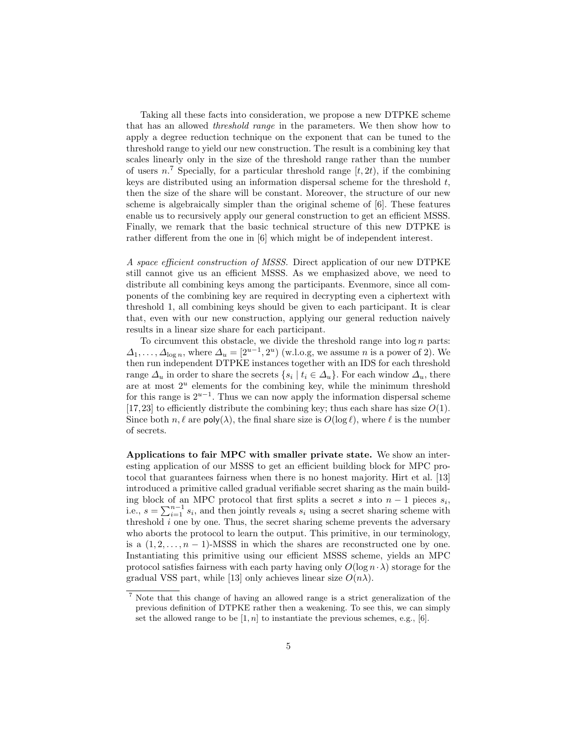Taking all these facts into consideration, we propose a new DTPKE scheme that has an allowed *threshold range* in the parameters. We then show how to apply a degree reduction technique on the exponent that can be tuned to the threshold range to yield our new construction. The result is a combining key that scales linearly only in the size of the threshold range rather than the number of users $n$.[7] Specially, for a particular threshold range $[t, 2t)$, if the combining keys are distributed using an information dispersal scheme for the threshold $t$, then the size of the share will be constant. Moreover, the structure of our new scheme is algebraically simpler than the original scheme of [6]. These features enable us to recursively apply our general construction to get an efficient MSSS. Finally, we remark that the basic technical structure of this new DTPKE is rather different from the one in [6] which might be of independent interest.

*A space efficient construction of MSSS.* Direct application of our new DTPKE still cannot give us an efficient MSSS. As we emphasized above, we need to distribute all combining keys among the participants. Evenmore, since all components of the combining key are required in decrypting even a ciphertext with threshold 1, all combining keys should be given to each participant. It is clear that, even with our new construction, applying our general reduction naively results in a linear size share for each participant.

To circumvent this obstacle, we divide the threshold range into $\log n$ parts: $\Delta_1, \ldots, \Delta_{\log n}$, where $\Delta_u = [2^{u-1}, 2^u)$ (w.l.o.g, we assume $n$ is a power of 2). We then run independent DTPKE instances together with an IDS for each threshold range $\Delta_u$ in order to share the secrets $\{s_i \mid t_i \in \Delta_u\}$. For each window $\Delta_u$, there are at most $2^u$ elements for the combining key, while the minimum threshold for this range is $2^{u-1}$. Thus we can now apply the information dispersal scheme [17,23] to efficiently distribute the combining key; thus each share has size $O(1)$. Since both $n, \ell$ are $\mathsf{poly}(\lambda)$, the final share size is $O(\log \ell)$, where $\ell$ is the number of secrets.

**Applications to fair MPC with smaller private state.** We show an interesting application of our MSSS to get an efficient building block for MPC protocol that guarantees fairness when there is no honest majority. Hirt et al. [13] introduced a primitive called gradual verifiable secret sharing as the main building block of an MPC protocol that first splits a secret $s$ into $n-1$ pieces $s_i$, i.e., $s = \sum_{i=1}^{n-1} s_i$, and then jointly reveals $s_i$ using a secret sharing scheme with threshold $i$ one by one. Thus, the secret sharing scheme prevents the adversary who aborts the protocol to learn the output. This primitive, in our terminology, is a $(1, 2, \ldots, n-1)$-MSSS in which the shares are reconstructed one by one. Instantiating this primitive using our efficient MSSS scheme, yields an MPC protocol satisfies fairness with each party having only $O(\log n \cdot \lambda)$ storage for the gradual VSS part, while [13] only achieves linear size $O(n\lambda)$.

[7] Note that this change of having an allowed range is a strict generalization of the previous definition of DTPKE rather then a weakening. To see this, we can simply set the allowed range to be $[1, n]$ to instantiate the previous schemes, e.g., [6].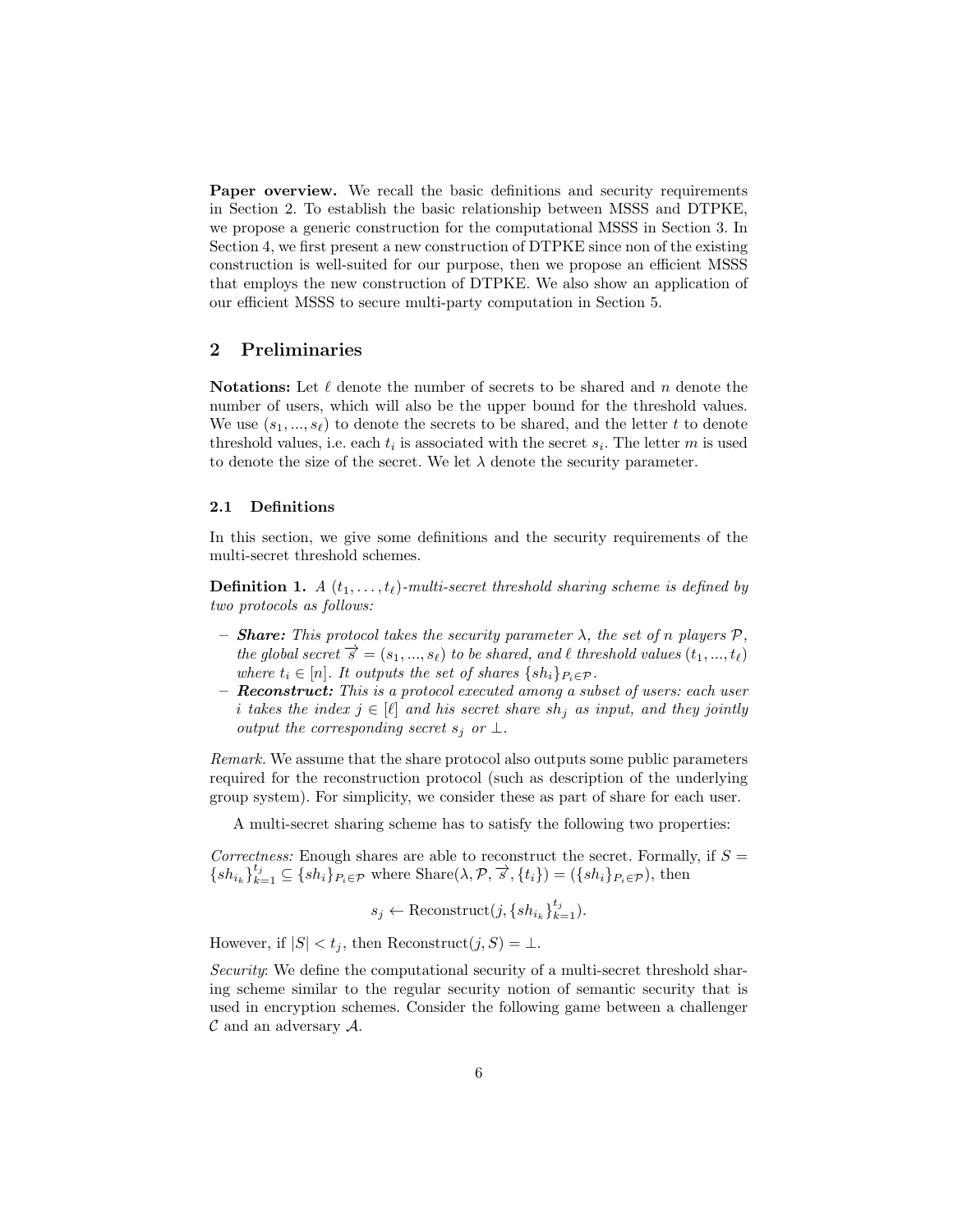**Paper overview.** We recall the basic definitions and security requirements in Section 2. To establish the basic relationship between MSSS and DTPKE, we propose a generic construction for the computational MSSS in Section 3. In Section 4, we first present a new construction of DTPKE since non of the existing construction is well-suited for our purpose, then we propose an efficient MSSS that employs the new construction of DTPKE. We also show an application of our efficient MSSS to secure multi-party computation in Section 5.

## 2 Preliminaries

**Notations:** Let $\ell$ denote the number of secrets to be shared and $n$ denote the number of users, which will also be the upper bound for the threshold values. We use $(s_1, ..., s_\ell)$ to denote the secrets to be shared, and the letter $t$ to denote threshold values, i.e. each $t_i$ is associated with the secret $s_i$. The letter $m$ is used to denote the size of the secret. We let $\lambda$ denote the security parameter.

### 2.1 Definitions

In this section, we give some definitions and the security requirements of the multi-secret threshold schemes.

**Definition 1.** *A $(t_1, \ldots, t_\ell)$-multi-secret threshold sharing scheme is defined by two protocols as follows:*

- ***Share:*** *This protocol takes the security parameter $\lambda$, the set of $n$ players $\mathcal{P}$, the global secret $\overrightarrow{s} = (s_1, ..., s_\ell)$ to be shared, and $\ell$ threshold values $(t_1, ..., t_\ell)$ where $t_i \in [n]$. It outputs the set of shares $\{sh_i\}_{P_i \in \mathcal{P}}$.*
- ***Reconstruct:*** *This is a protocol executed among a subset of users: each user $i$ takes the index $j \in [\ell]$ and his secret share $sh_j$ as input, and they jointly output the corresponding secret $s_j$ or $\perp$.*

*Remark.* We assume that the share protocol also outputs some public parameters required for the reconstruction protocol (such as description of the underlying group system). For simplicity, we consider these as part of share for each user.

A multi-secret sharing scheme has to satisfy the following two properties:

*Correctness:* Enough shares are able to reconstruct the secret. Formally, if $S = \{sh_{i_k}\}_{k=1}^{t_j} \subseteq \{sh_i\}_{P_i \in \mathcal{P}}$ where $\text{Share}(\lambda, \mathcal{P}, \overrightarrow{s}, \{t_i\}) = (\{sh_i\}_{P_i \in \mathcal{P}})$, then

$$s_j \leftarrow \text{Reconstruct}(j, \{sh_{i_k}\}_{k=1}^{t_j}).$$

However, if $|S| < t_j$, then $\text{Reconstruct}(j, S) = \perp$.

*Security*: We define the computational security of a multi-secret threshold sharing scheme similar to the regular security notion of semantic security that is used in encryption schemes. Consider the following game between a challenger $\mathcal{C}$ and an adversary $\mathcal{A}$.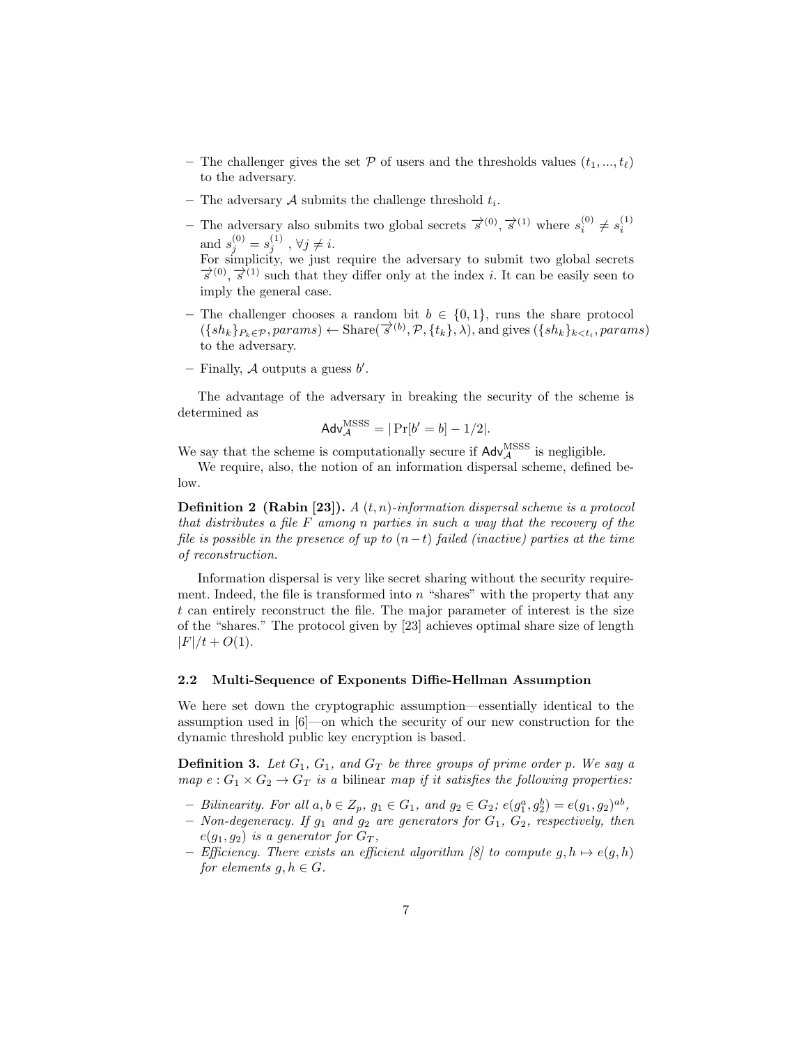– The challenger gives the set $\mathcal{P}$ of users and the thresholds values $(t_1, ..., t_\ell)$ to the adversary.

– The adversary $\mathcal{A}$ submits the challenge threshold $t_i$.

– The adversary also submits two global secrets $\overrightarrow{s}^{(0)}, \overrightarrow{s}^{(1)}$ where $s_i^{(0)} \neq s_i^{(1)}$ and $s_j^{(0)} = s_j^{(1)}$ , $\forall j \neq i$.
  For simplicity, we just require the adversary to submit two global secrets $\overrightarrow{s}^{(0)}, \overrightarrow{s}^{(1)}$ such that they differ only at the index $i$. It can be easily seen to imply the general case.

– The challenger chooses a random bit $b \in \{0, 1\}$, runs the share protocol $(\{sh_k\}_{P_k \in \mathcal{P}}, params) \leftarrow \text{Share}(\overrightarrow{s}^{(b)}, \mathcal{P}, \{t_k\}, \lambda)$, and gives $(\{sh_k\}_{k<t_i}, params)$ to the adversary.

– Finally, $\mathcal{A}$ outputs a guess $b'$.

The advantage of the adversary in breaking the security of the scheme is determined as

$$\mathsf{Adv}_{\mathcal{A}}^{\text{MSSS}} = |\Pr[b' = b] - 1/2|.$$

We say that the scheme is computationally secure if $\mathsf{Adv}_{\mathcal{A}}^{\text{MSSS}}$ is negligible.

We require, also, the notion of an information dispersal scheme, defined below.

**Definition 2 (Rabin [23]).** *A $(t, n)$-information dispersal scheme is a protocol that distributes a file $F$ among $n$ parties in such a way that the recovery of the file is possible in the presence of up to $(n-t)$ failed (inactive) parties at the time of reconstruction.*

Information dispersal is very like secret sharing without the security requirement. Indeed, the file is transformed into $n$ "shares" with the property that any $t$ can entirely reconstruct the file. The major parameter of interest is the size of the "shares." The protocol given by [23] achieves optimal share size of length $|F|/t + O(1)$.

### 2.2 Multi-Sequence of Exponents Diffie-Hellman Assumption

We here set down the cryptographic assumption—essentially identical to the assumption used in [6]—on which the security of our new construction for the dynamic threshold public key encryption is based.

**Definition 3.** *Let $G_1$, $G_1$, and $G_T$ be three groups of prime order $p$. We say a map $e : G_1 \times G_2 \rightarrow G_T$ is a* bilinear *map if it satisfies the following properties:*

– *Bilinearity. For all $a, b \in Z_p$, $g_1 \in G_1$, and $g_2 \in G_2$; $e(g_1^a, g_2^b) = e(g_1, g_2)^{ab}$,*
– *Non-degeneracy. If $g_1$ and $g_2$ are generators for $G_1$, $G_2$, respectively, then $e(g_1, g_2)$ is a generator for $G_T$,*
– *Efficiency. There exists an efficient algorithm [8] to compute $g, h \mapsto e(g, h)$ for elements $g, h \in G$.*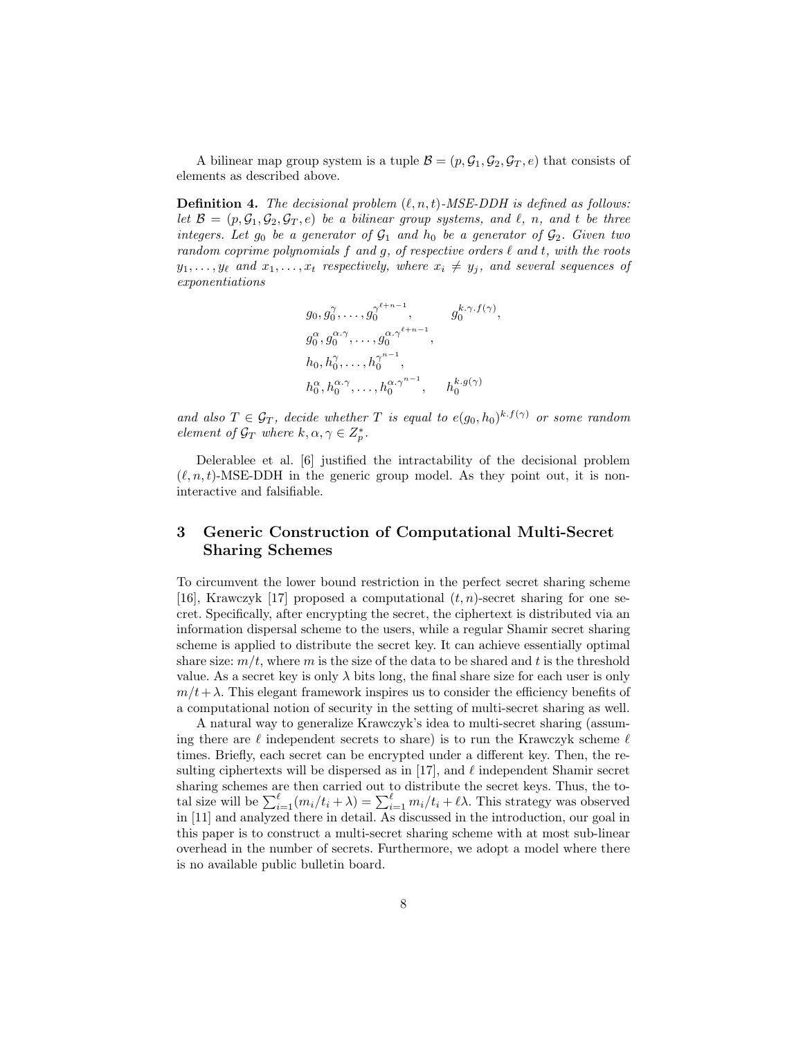A bilinear map group system is a tuple $\mathcal{B} = (p, \mathcal{G}_1, \mathcal{G}_2, \mathcal{G}_T, e)$ that consists of elements as described above.

**Definition 4.** *The decisional problem $(\ell, n, t)$-MSE-DDH is defined as follows: let $\mathcal{B} = (p, \mathcal{G}_1, \mathcal{G}_2, \mathcal{G}_T, e)$ be a bilinear group systems, and $\ell$, $n$, and $t$ be three integers. Let $g_0$ be a generator of $\mathcal{G}_1$ and $h_0$ be a generator of $\mathcal{G}_2$. Given two random coprime polynomials $f$ and $g$, of respective orders $\ell$ and $t$, with the roots $y_1, \ldots, y_\ell$ and $x_1, \ldots, x_t$ respectively, where $x_i \neq y_j$, and several sequences of exponentiations*

$$
\begin{array}{ll}
g_0, g_0^{\gamma}, \ldots, g_0^{\gamma^{\ell+n-1}}, & g_0^{k.\gamma.f(\gamma)}, \\
g_0^{\alpha}, g_0^{\alpha.\gamma}, \ldots, g_0^{\alpha.\gamma^{\ell+n-1}}, & \\
h_0, h_0^{\gamma}, \ldots, h_0^{\gamma^{n-1}}, & \\
h_0^{\alpha}, h_0^{\alpha.\gamma}, \ldots, h_0^{\alpha.\gamma^{n-1}}, & h_0^{k.g(\gamma)}
\end{array}
$$

*and also $T \in \mathcal{G}_T$, decide whether $T$ is equal to $e(g_0, h_0)^{k.f(\gamma)}$ or some random element of $\mathcal{G}_T$ where $k, \alpha, \gamma \in Z_p^*$.*

Delerablee et al. [6] justified the intractability of the decisional problem $(\ell, n, t)$-MSE-DDH in the generic group model. As they point out, it is non-interactive and falsifiable.

## 3 Generic Construction of Computational Multi-Secret Sharing Schemes

To circumvent the lower bound restriction in the perfect secret sharing scheme [16], Krawczyk [17] proposed a computational $(t, n)$-secret sharing for one secret. Specifically, after encrypting the secret, the ciphertext is distributed via an information dispersal scheme to the users, while a regular Shamir secret sharing scheme is applied to distribute the secret key. It can achieve essentially optimal share size: $m/t$, where $m$ is the size of the data to be shared and $t$ is the threshold value. As a secret key is only $\lambda$ bits long, the final share size for each user is only $m/t + \lambda$. This elegant framework inspires us to consider the efficiency benefits of a computational notion of security in the setting of multi-secret sharing as well.

A natural way to generalize Krawczyk's idea to multi-secret sharing (assuming there are $\ell$ independent secrets to share) is to run the Krawczyk scheme $\ell$ times. Briefly, each secret can be encrypted under a different key. Then, the resulting ciphertexts will be dispersed as in [17], and $\ell$ independent Shamir secret sharing schemes are then carried out to distribute the secret keys. Thus, the total size will be $\sum_{i=1}^{\ell}(m_i/t_i + \lambda) = \sum_{i=1}^{\ell} m_i/t_i + \ell\lambda$. This strategy was observed in [11] and analyzed there in detail. As discussed in the introduction, our goal in this paper is to construct a multi-secret sharing scheme with at most sub-linear overhead in the number of secrets. Furthermore, we adopt a model where there is no available public bulletin board.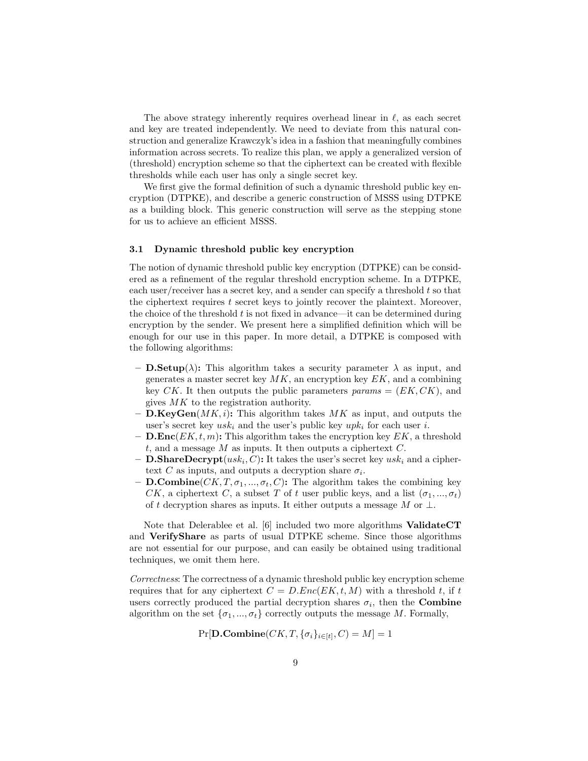The above strategy inherently requires overhead linear in $\ell$, as each secret and key are treated independently. We need to deviate from this natural construction and generalize Krawczyk's idea in a fashion that meaningfully combines information across secrets. To realize this plan, we apply a generalized version of (threshold) encryption scheme so that the ciphertext can be created with flexible thresholds while each user has only a single secret key.

We first give the formal definition of such a dynamic threshold public key encryption (DTPKE), and describe a generic construction of MSSS using DTPKE as a building block. This generic construction will serve as the stepping stone for us to achieve an efficient MSSS.

### 3.1 Dynamic threshold public key encryption

The notion of dynamic threshold public key encryption (DTPKE) can be considered as a refinement of the regular threshold encryption scheme. In a DTPKE, each user/receiver has a secret key, and a sender can specify a threshold $t$ so that the ciphertext requires $t$ secret keys to jointly recover the plaintext. Moreover, the choice of the threshold $t$ is not fixed in advance—it can be determined during encryption by the sender. We present here a simplified definition which will be enough for our use in this paper. In more detail, a DTPKE is composed with the following algorithms:

- **D.Setup**$(\lambda)$**:** This algorithm takes a security parameter $\lambda$ as input, and generates a master secret key $MK$, an encryption key $EK$, and a combining key $CK$. It then outputs the public parameters $params = (EK, CK)$, and gives $MK$ to the registration authority.
- **D.KeyGen**$(MK, i)$**:** This algorithm takes $MK$ as input, and outputs the user's secret key $usk_i$ and the user's public key $upk_i$ for each user $i$.
- **D.Enc**$(EK, t, m)$**:** This algorithm takes the encryption key $EK$, a threshold $t$, and a message $M$ as inputs. It then outputs a ciphertext $C$.
- **D.ShareDecrypt**$(usk_i, C)$**:** It takes the user's secret key $usk_i$ and a ciphertext $C$ as inputs, and outputs a decryption share $\sigma_i$.
- **D.Combine**$(CK, T, \sigma_1, ..., \sigma_t, C)$**:** The algorithm takes the combining key $CK$, a ciphertext $C$, a subset $T$ of $t$ user public keys, and a list $(\sigma_1, ..., \sigma_t)$ of $t$ decryption shares as inputs. It either outputs a message $M$ or $\perp$.

Note that Delerablee et al. [6] included two more algorithms **ValidateCT** and **VerifyShare** as parts of usual DTPKE scheme. Since those algorithms are not essential for our purpose, and can easily be obtained using traditional techniques, we omit them here.

*Correctness*: The correctness of a dynamic threshold public key encryption scheme requires that for any ciphertext $C = D.Enc(EK, t, M)$ with a threshold $t$, if $t$ users correctly produced the partial decryption shares $\sigma_i$, then the **Combine** algorithm on the set $\{\sigma_1, ..., \sigma_t\}$ correctly outputs the message $M$. Formally,

$$\Pr[\mathbf{D.Combine}(CK, T, \{\sigma_i\}_{i \in [t]}, C) = M] = 1$$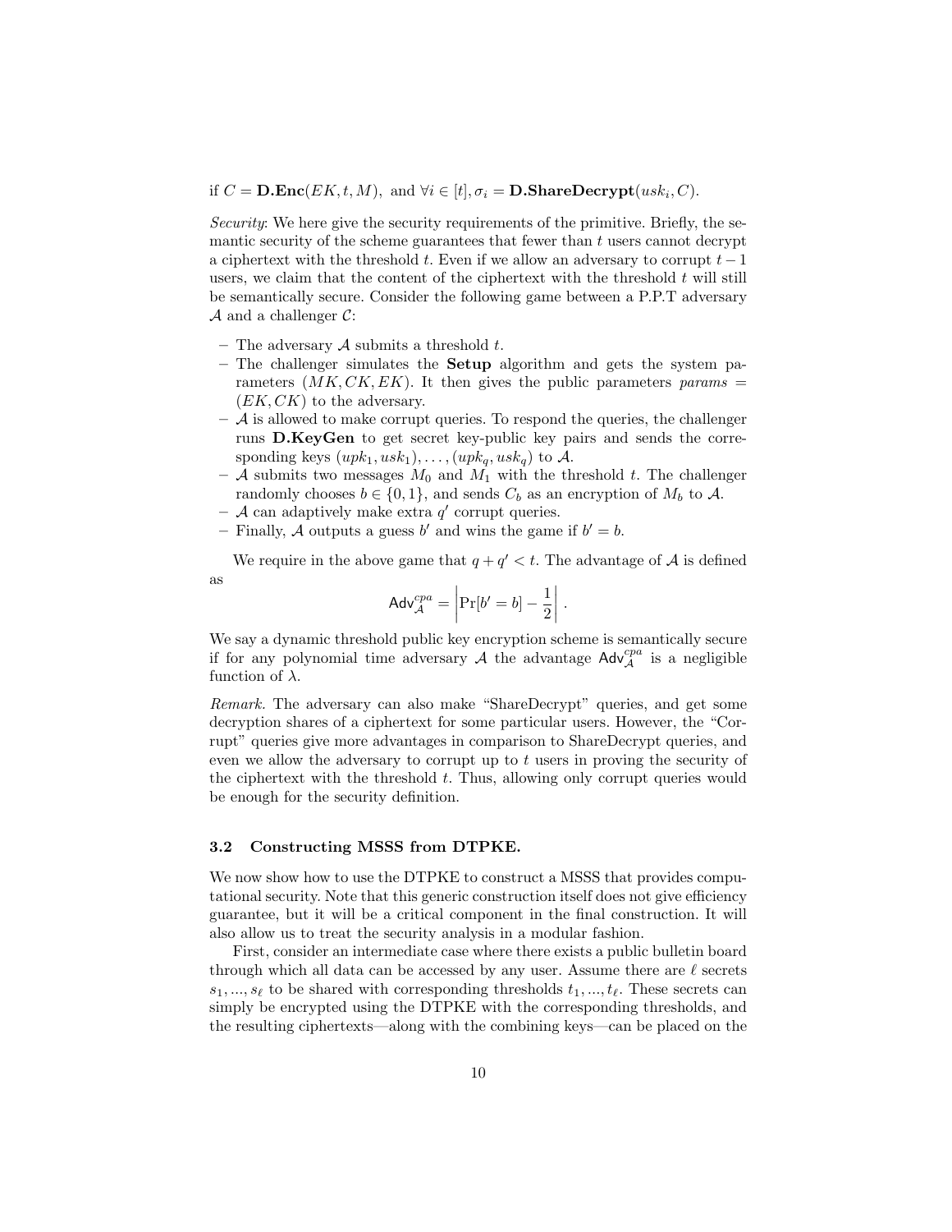if $C = \mathbf{D.Enc}(EK, t, M)$, and $\forall i \in [t], \sigma_i = \mathbf{D.ShareDecrypt}(usk_i, C)$.

*Security*: We here give the security requirements of the primitive. Briefly, the semantic security of the scheme guarantees that fewer than $t$ users cannot decrypt a ciphertext with the threshold $t$. Even if we allow an adversary to corrupt $t-1$ users, we claim that the content of the ciphertext with the threshold $t$ will still be semantically secure. Consider the following game between a P.P.T adversary $\mathcal{A}$ and a challenger $\mathcal{C}$:

- The adversary $\mathcal{A}$ submits a threshold $t$.
- The challenger simulates the **Setup** algorithm and gets the system parameters $(MK, CK, EK)$. It then gives the public parameters $params = (EK, CK)$ to the adversary.
- $\mathcal{A}$ is allowed to make corrupt queries. To respond the queries, the challenger runs **D.KeyGen** to get secret key-public key pairs and sends the corresponding keys $(upk_1, usk_1), \ldots, (upk_q, usk_q)$ to $\mathcal{A}$.
- $\mathcal{A}$ submits two messages $M_0$ and $M_1$ with the threshold $t$. The challenger randomly chooses $b \in \{0, 1\}$, and sends $C_b$ as an encryption of $M_b$ to $\mathcal{A}$.
- $\mathcal{A}$ can adaptively make extra $q'$ corrupt queries.
- Finally, $\mathcal{A}$ outputs a guess $b'$ and wins the game if $b' = b$.

We require in the above game that $q + q' < t$. The advantage of $\mathcal{A}$ is defined as

$$\mathsf{Adv}_{\mathcal{A}}^{cpa} = \left| \Pr[b' = b] - \frac{1}{2} \right| .$$

We say a dynamic threshold public key encryption scheme is semantically secure if for any polynomial time adversary $\mathcal{A}$ the advantage $\mathsf{Adv}_{\mathcal{A}}^{cpa}$ is a negligible function of $\lambda$.

*Remark.* The adversary can also make "ShareDecrypt" queries, and get some decryption shares of a ciphertext for some particular users. However, the "Corrupt" queries give more advantages in comparison to ShareDecrypt queries, and even we allow the adversary to corrupt up to $t$ users in proving the security of the ciphertext with the threshold $t$. Thus, allowing only corrupt queries would be enough for the security definition.

### 3.2 Constructing MSSS from DTPKE.

We now show how to use the DTPKE to construct a MSSS that provides computational security. Note that this generic construction itself does not give efficiency guarantee, but it will be a critical component in the final construction. It will also allow us to treat the security analysis in a modular fashion.

First, consider an intermediate case where there exists a public bulletin board through which all data can be accessed by any user. Assume there are $\ell$ secrets $s_1, ..., s_\ell$ to be shared with corresponding thresholds $t_1, ..., t_\ell$. These secrets can simply be encrypted using the DTPKE with the corresponding thresholds, and the resulting ciphertexts—along with the combining keys—can be placed on the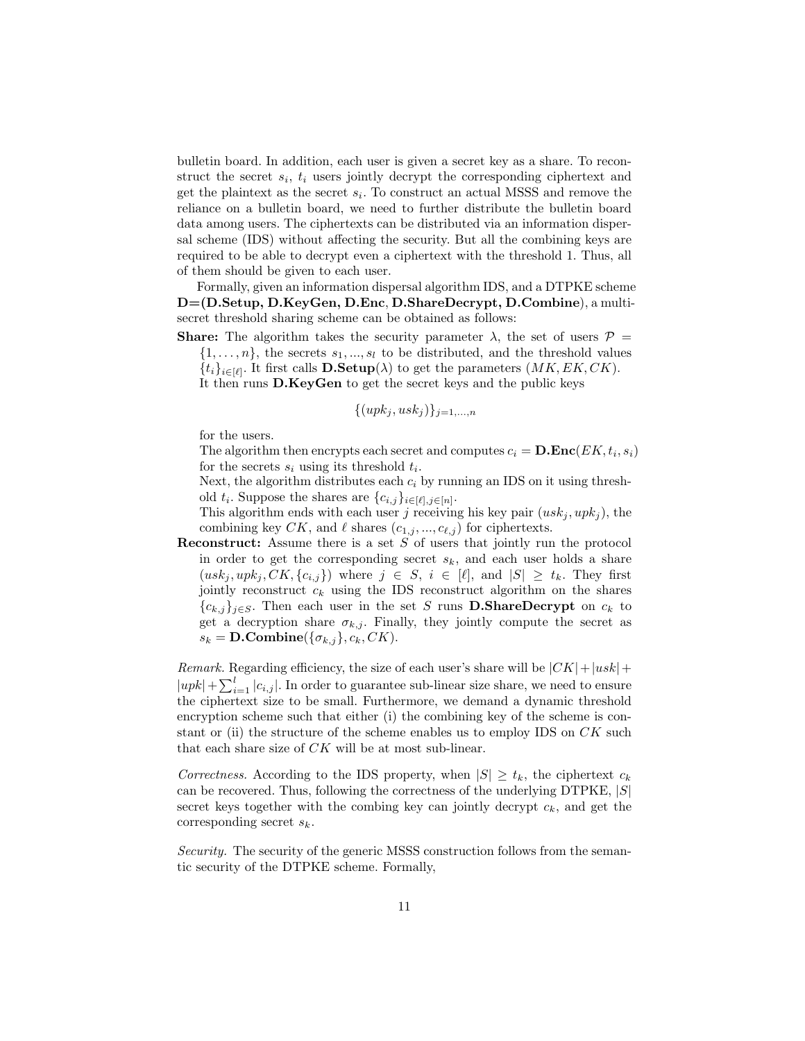bulletin board. In addition, each user is given a secret key as a share. To reconstruct the secret $s_i$, $t_i$ users jointly decrypt the corresponding ciphertext and get the plaintext as the secret $s_i$. To construct an actual MSSS and remove the reliance on a bulletin board, we need to further distribute the bulletin board data among users. The ciphertexts can be distributed via an information dispersal scheme (IDS) without affecting the security. But all the combining keys are required to be able to decrypt even a ciphertext with the threshold 1. Thus, all of them should be given to each user.

Formally, given an information dispersal algorithm IDS, and a DTPKE scheme **D=(D.Setup, D.KeyGen, D.Enc, D.ShareDecrypt, D.Combine**), a multi-secret threshold sharing scheme can be obtained as follows:

**Share:** The algorithm takes the security parameter $\lambda$, the set of users $\mathcal{P} = \{1, \dots, n\}$, the secrets $s_1, ..., s_l$ to be distributed, and the threshold values $\{t_i\}_{i \in [\ell]}$. It first calls $\mathbf{D.Setup}(\lambda)$ to get the parameters $(MK, EK, CK)$. It then runs **D.KeyGen** to get the secret keys and the public keys

$$\{(upk_j, usk_j)\}_{j=1,\dots,n}$$

for the users.

The algorithm then encrypts each secret and computes $c_i = \mathbf{D.Enc}(EK, t_i, s_i)$ for the secrets $s_i$ using its threshold $t_i$.

Next, the algorithm distributes each $c_i$ by running an IDS on it using threshold $t_i$. Suppose the shares are $\{c_{i,j}\}_{i \in [\ell], j \in [n]}$.

This algorithm ends with each user $j$ receiving his key pair $(usk_j, upk_j)$, the combining key $CK$, and $\ell$ shares $(c_{1,j}, ..., c_{\ell,j})$ for ciphertexts.

**Reconstruct:** Assume there is a set $S$ of users that jointly run the protocol in order to get the corresponding secret $s_k$, and each user holds a share $(usk_j, upk_j, CK, \{c_{i,j}\})$ where $j \in S$, $i \in [\ell]$, and $|S| \geq t_k$. They first jointly reconstruct $c_k$ using the IDS reconstruct algorithm on the shares $\{c_{k,j}\}_{j \in S}$. Then each user in the set $S$ runs **D.ShareDecrypt** on $c_k$ to get a decryption share $\sigma_{k,j}$. Finally, they jointly compute the secret as $s_k = \mathbf{D.Combine}(\{\sigma_{k,j}\}, c_k, CK)$.

*Remark.* Regarding efficiency, the size of each user's share will be $|CK| + |usk| + |upk| + \sum_{i=1}^{l} |c_{i,j}|$. In order to guarantee sub-linear size share, we need to ensure the ciphertext size to be small. Furthermore, we demand a dynamic threshold encryption scheme such that either (i) the combining key of the scheme is constant or (ii) the structure of the scheme enables us to employ IDS on $CK$ such that each share size of $CK$ will be at most sub-linear.

*Correctness.* According to the IDS property, when $|S| \geq t_k$, the ciphertext $c_k$ can be recovered. Thus, following the correctness of the underlying DTPKE, $|S|$ secret keys together with the combing key can jointly decrypt $c_k$, and get the corresponding secret $s_k$.

*Security.* The security of the generic MSSS construction follows from the semantic security of the DTPKE scheme. Formally,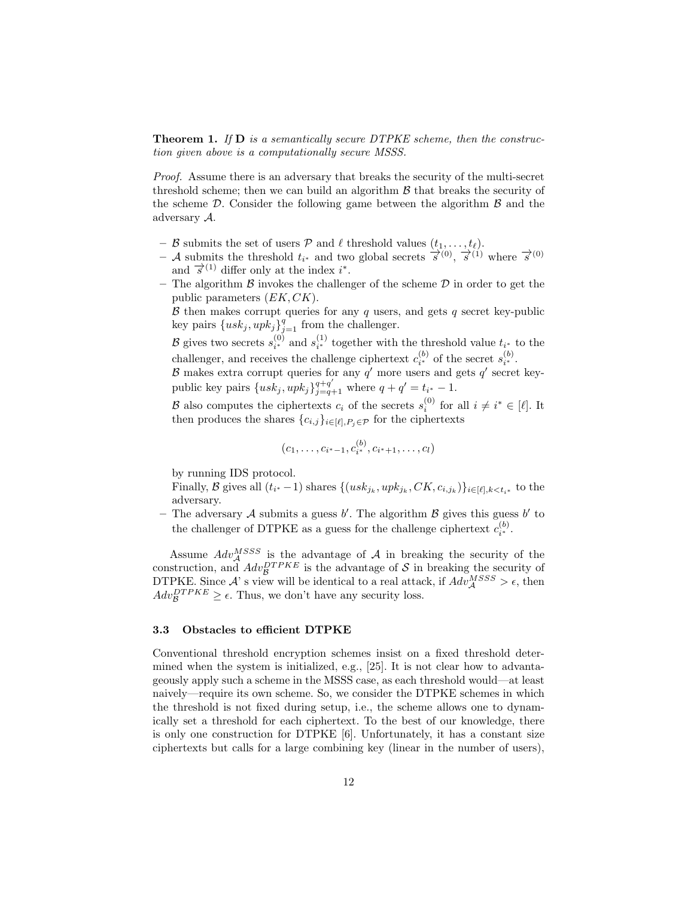**Theorem 1.** *If* $\mathbf{D}$ *is a semantically secure DTPKE scheme, then the construction given above is a computationally secure MSSS.*

*Proof.* Assume there is an adversary that breaks the security of the multi-secret threshold scheme; then we can build an algorithm $\mathcal{B}$ that breaks the security of the scheme $\mathcal{D}$. Consider the following game between the algorithm $\mathcal{B}$ and the adversary $\mathcal{A}$.

- $\mathcal{B}$ submits the set of users $\mathcal{P}$ and $\ell$ threshold values $(t_1, \ldots, t_\ell)$.
- $\mathcal{A}$ submits the threshold $t_{i^*}$ and two global secrets $\overrightarrow{s}^{(0)}$, $\overrightarrow{s}^{(1)}$ where $\overrightarrow{s}^{(0)}$ and $\overrightarrow{s}^{(1)}$ differ only at the index $i^*$.
- The algorithm $\mathcal{B}$ invokes the challenger of the scheme $\mathcal{D}$ in order to get the public parameters $(EK, CK)$.
  $\mathcal{B}$ then makes corrupt queries for any $q$ users, and gets $q$ secret key-public key pairs $\{usk_j, upk_j\}_{j=1}^{q}$ from the challenger.
  $\mathcal{B}$ gives two secrets $s_{i^*}^{(0)}$ and $s_{i^*}^{(1)}$ together with the threshold value $t_{i^*}$ to the challenger, and receives the challenge ciphertext $c_{i^*}^{(b)}$ of the secret $s_{i^*}^{(b)}$.
  $\mathcal{B}$ makes extra corrupt queries for any $q'$ more users and gets $q'$ secret key-public key pairs $\{usk_j, upk_j\}_{j=q+1}^{q+q'}$ where $q + q' = t_{i^*} - 1$.
  $\mathcal{B}$ also computes the ciphertexts $c_i$ of the secrets $s_i^{(0)}$ for all $i \neq i^* \in [\ell]$. It then produces the shares $\{c_{i,j}\}_{i \in [\ell], P_j \in \mathcal{P}}$ for the ciphertexts

  $$(c_1, \ldots, c_{i^*-1}, c_{i^*}^{(b)}, c_{i^*+1}, \ldots, c_l)$$

  by running IDS protocol.
  Finally, $\mathcal{B}$ gives all $(t_{i^*} - 1)$ shares $\{(usk_{j_k}, upk_{j_k}, CK, c_{i,j_k})\}_{i \in [\ell], k < t_{i^*}}$ to the adversary.
- The adversary $\mathcal{A}$ submits a guess $b'$. The algorithm $\mathcal{B}$ gives this guess $b'$ to the challenger of DTPKE as a guess for the challenge ciphertext $c_{i^*}^{(b)}$.

Assume $Adv_{\mathcal{A}}^{MSSS}$ is the advantage of $\mathcal{A}$ in breaking the security of the construction, and $Adv_{\mathcal{B}}^{DTPKE}$ is the advantage of $\mathcal{S}$ in breaking the security of DTPKE. Since $\mathcal{A}$' s view will be identical to a real attack, if $Adv_{\mathcal{A}}^{MSSS} > \epsilon$, then $Adv_{\mathcal{B}}^{DTPKE} \geq \epsilon$. Thus, we don't have any security loss.

### 3.3 Obstacles to efficient DTPKE

Conventional threshold encryption schemes insist on a fixed threshold determined when the system is initialized, e.g., [25]. It is not clear how to advantageously apply such a scheme in the MSSS case, as each threshold would—at least naively—require its own scheme. So, we consider the DTPKE schemes in which the threshold is not fixed during setup, i.e., the scheme allows one to dynamically set a threshold for each ciphertext. To the best of our knowledge, there is only one construction for DTPKE [6]. Unfortunately, it has a constant size ciphertexts but calls for a large combining key (linear in the number of users),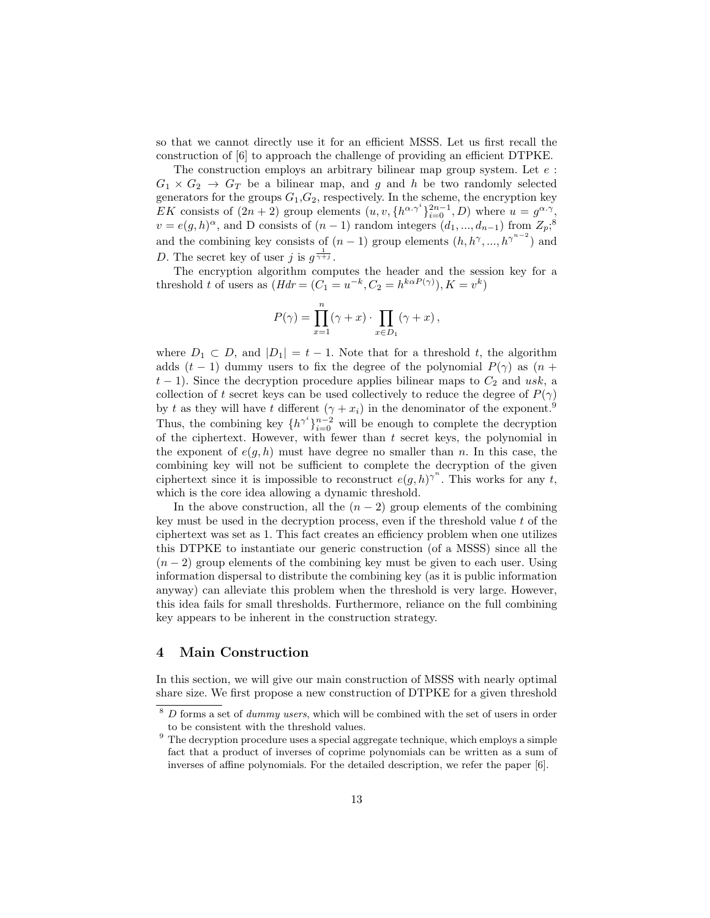so that we cannot directly use it for an efficient MSSS. Let us first recall the construction of [6] to approach the challenge of providing an efficient DTPKE.

The construction employs an arbitrary bilinear map group system. Let $e : G_1 \times G_2 \rightarrow G_T$ be a bilinear map, and $g$ and $h$ be two randomly selected generators for the groups $G_1$,$G_2$, respectively. In the scheme, the encryption key $EK$ consists of $(2n+2)$ group elements $(u, v, \{h^{\alpha \cdot \gamma^i}\}_{i=0}^{2n-1}, D)$ where $u = g^{\alpha \cdot \gamma}$, $v = e(g,h)^{\alpha}$, and D consists of $(n-1)$ random integers $(d_1, ..., d_{n-1})$ from $Z_p$;[8] and the combining key consists of $(n-1)$ group elements $(h, h^{\gamma}, ..., h^{\gamma^{n-2}})$ and $D$. The secret key of user $j$ is $g^{\frac{1}{\gamma+j}}$.

The encryption algorithm computes the header and the session key for a threshold $t$ of users as $(Hdr = (C_1 = u^{-k}, C_2 = h^{k\alpha P(\gamma)}), K = v^k)$

$$P(\gamma) = \prod_{x=1}^{n}(\gamma + x) \cdot \prod_{x \in D_1}(\gamma + x),$$

where $D_1 \subset D$, and $|D_1| = t-1$. Note that for a threshold $t$, the algorithm adds $(t-1)$ dummy users to fix the degree of the polynomial $P(\gamma)$ as $(n+t-1)$. Since the decryption procedure applies bilinear maps to $C_2$ and $usk$, a collection of $t$ secret keys can be used collectively to reduce the degree of $P(\gamma)$ by $t$ as they will have $t$ different $(\gamma + x_i)$ in the denominator of the exponent.[9] Thus, the combining key $\{h^{\gamma^i}\}_{i=0}^{n-2}$ will be enough to complete the decryption of the ciphertext. However, with fewer than $t$ secret keys, the polynomial in the exponent of $e(g,h)$ must have degree no smaller than $n$. In this case, the combining key will not be sufficient to complete the decryption of the given ciphertext since it is impossible to reconstruct $e(g,h)^{\gamma^n}$. This works for any $t$, which is the core idea allowing a dynamic threshold.

In the above construction, all the $(n-2)$ group elements of the combining key must be used in the decryption process, even if the threshold value $t$ of the ciphertext was set as 1. This fact creates an efficiency problem when one utilizes this DTPKE to instantiate our generic construction (of a MSSS) since all the $(n-2)$ group elements of the combining key must be given to each user. Using information dispersal to distribute the combining key (as it is public information anyway) can alleviate this problem when the threshold is very large. However, this idea fails for small thresholds. Furthermore, reliance on the full combining key appears to be inherent in the construction strategy.

## 4 Main Construction

In this section, we will give our main construction of MSSS with nearly optimal share size. We first propose a new construction of DTPKE for a given threshold

---

[8] $D$ forms a set of *dummy users*, which will be combined with the set of users in order to be consistent with the threshold values.

[9] The decryption procedure uses a special aggregate technique, which employs a simple fact that a product of inverses of coprime polynomials can be written as a sum of inverses of affine polynomials. For the detailed description, we refer the paper [6].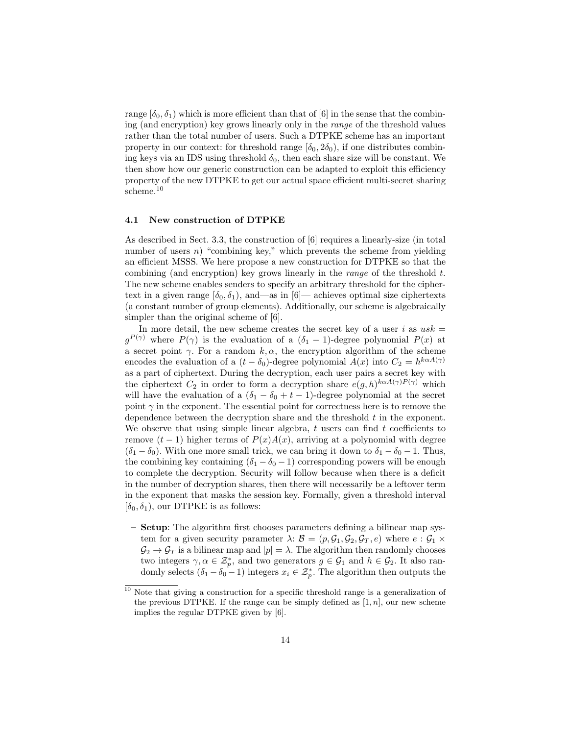range $[\delta_0, \delta_1)$ which is more efficient than that of [6] in the sense that the combining (and encryption) key grows linearly only in the *range* of the threshold values rather than the total number of users. Such a DTPKE scheme has an important property in our context: for threshold range $[\delta_0, 2\delta_0)$, if one distributes combining keys via an IDS using threshold $\delta_0$, then each share size will be constant. We then show how our generic construction can be adapted to exploit this efficiency property of the new DTPKE to get our actual space efficient multi-secret sharing scheme.[10]

### 4.1 New construction of DTPKE

As described in Sect. 3.3, the construction of [6] requires a linearly-size (in total number of users $n$) "combining key," which prevents the scheme from yielding an efficient MSSS. We here propose a new construction for DTPKE so that the combining (and encryption) key grows linearly in the *range* of the threshold $t$. The new scheme enables senders to specify an arbitrary threshold for the ciphertext in a given range $[\delta_0, \delta_1)$, and—as in [6]— achieves optimal size ciphertexts (a constant number of group elements). Additionally, our scheme is algebraically simpler than the original scheme of [6].

In more detail, the new scheme creates the secret key of a user $i$ as $usk = g^{P(\gamma)}$ where $P(\gamma)$ is the evaluation of a $(\delta_1 - 1)$-degree polynomial $P(x)$ at a secret point $\gamma$. For a random $k, \alpha$, the encryption algorithm of the scheme encodes the evaluation of a $(t - \delta_0)$-degree polynomial $A(x)$ into $C_2 = h^{k\alpha A(\gamma)}$ as a part of ciphertext. During the decryption, each user pairs a secret key with the ciphertext $C_2$ in order to form a decryption share $e(g, h)^{k\alpha A(\gamma)P(\gamma)}$ which will have the evaluation of a $(\delta_1 - \delta_0 + t - 1)$-degree polynomial at the secret point $\gamma$ in the exponent. The essential point for correctness here is to remove the dependence between the decryption share and the threshold $t$ in the exponent. We observe that using simple linear algebra, $t$ users can find $t$ coefficients to remove $(t - 1)$ higher terms of $P(x)A(x)$, arriving at a polynomial with degree $(\delta_1 - \delta_0)$. With one more small trick, we can bring it down to $\delta_1 - \delta_0 - 1$. Thus, the combining key containing $(\delta_1 - \delta_0 - 1)$ corresponding powers will be enough to complete the decryption. Security will follow because when there is a deficit in the number of decryption shares, then there will necessarily be a leftover term in the exponent that masks the session key. Formally, given a threshold interval $[\delta_0, \delta_1)$, our DTPKE is as follows:

- **Setup**: The algorithm first chooses parameters defining a bilinear map system for a given security parameter $\lambda$: $\mathcal{B} = (p, \mathcal{G}_1, \mathcal{G}_2, \mathcal{G}_T, e)$ where $e : \mathcal{G}_1 \times \mathcal{G}_2 \to \mathcal{G}_T$ is a bilinear map and $|p| = \lambda$. The algorithm then randomly chooses two integers $\gamma, \alpha \in \mathcal{Z}_p^*$, and two generators $g \in \mathcal{G}_1$ and $h \in \mathcal{G}_2$. It also randomly selects $(\delta_1 - \delta_0 - 1)$ integers $x_i \in \mathcal{Z}_p^*$. The algorithm then outputs the

[10] Note that giving a construction for a specific threshold range is a generalization of the previous DTPKE. If the range can be simply defined as $[1, n]$, our new scheme implies the regular DTPKE given by [6].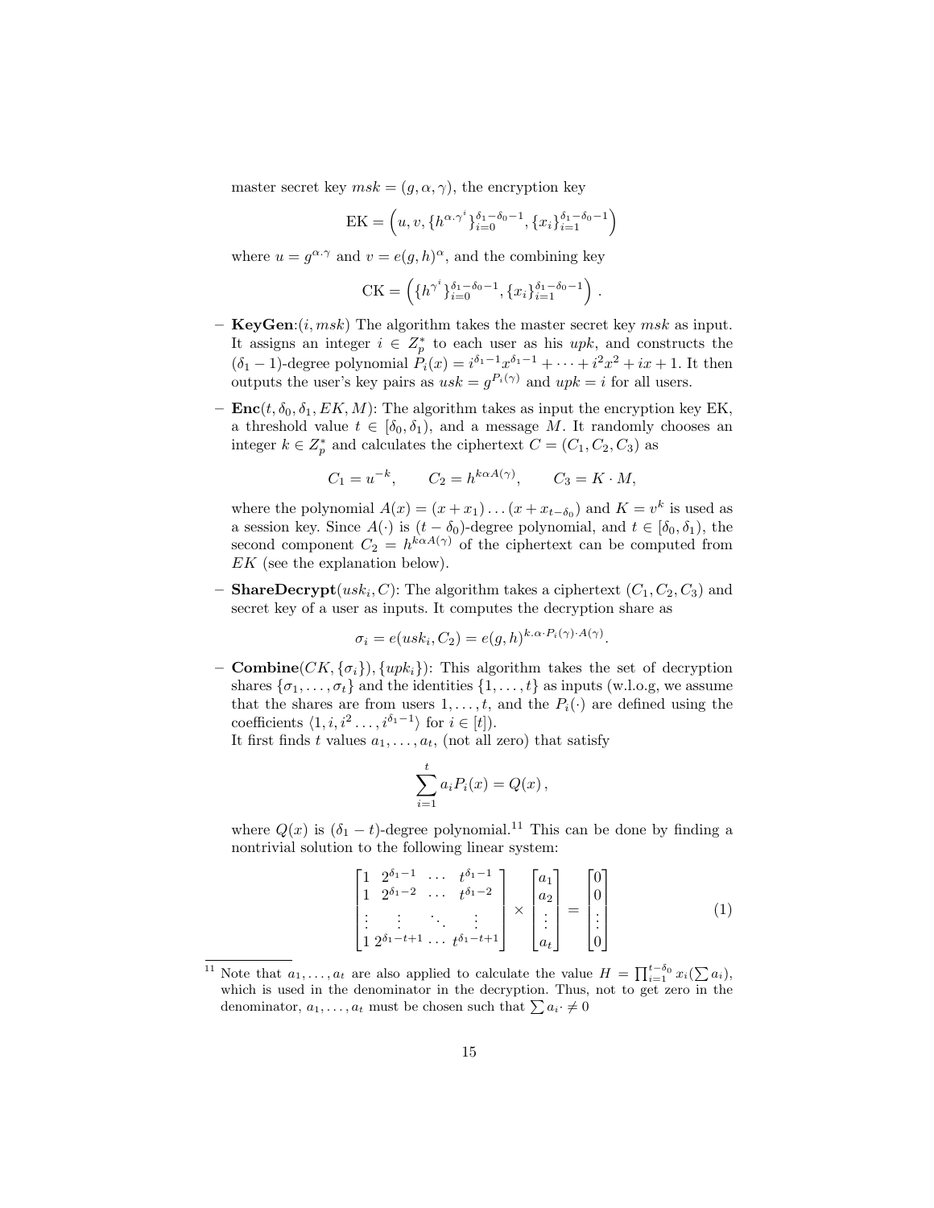master secret key $msk = (g, \alpha, \gamma)$, the encryption key

$$\text{EK} = \left(u, v, \{h^{\alpha.\gamma^i}\}_{i=0}^{\delta_1-\delta_0-1}, \{x_i\}_{i=1}^{\delta_1-\delta_0-1}\right)$$

where $u = g^{\alpha.\gamma}$ and $v = e(g,h)^\alpha$, and the combining key

$$\text{CK} = \left(\{h^{\gamma^i}\}_{i=0}^{\delta_1-\delta_0-1}, \{x_i\}_{i=1}^{\delta_1-\delta_0-1}\right) .$$

- **KeyGen**:$(i, msk)$ The algorithm takes the master secret key $msk$ as input. It assigns an integer $i \in Z_p^*$ to each user as his $upk$, and constructs the $(\delta_1 - 1)$-degree polynomial $P_i(x) = i^{\delta_1-1}x^{\delta_1-1} + \cdots + i^2x^2 + ix + 1$. It then outputs the user's key pairs as $usk = g^{P_i(\gamma)}$ and $upk = i$ for all users.
- **Enc**$(t, \delta_0, \delta_1, EK, M)$: The algorithm takes as input the encryption key EK, a threshold value $t \in [\delta_0, \delta_1)$, and a message $M$. It randomly chooses an integer $k \in Z_p^*$ and calculates the ciphertext $C = (C_1, C_2, C_3)$ as

$$C_1 = u^{-k}, \qquad C_2 = h^{k\alpha A(\gamma)}, \qquad C_3 = K \cdot M,$$

  where the polynomial $A(x) = (x + x_1) \ldots (x + x_{t-\delta_0})$ and $K = v^k$ is used as a session key. Since $A(\cdot)$ is $(t - \delta_0)$-degree polynomial, and $t \in [\delta_0, \delta_1)$, the second component $C_2 = h^{k\alpha A(\gamma)}$ of the ciphertext can be computed from $EK$ (see the explanation below).
- **ShareDecrypt**$(usk_i, C)$: The algorithm takes a ciphertext $(C_1, C_2, C_3)$ and secret key of a user as inputs. It computes the decryption share as

$$\sigma_i = e(usk_i, C_2) = e(g,h)^{k.\alpha \cdot P_i(\gamma) \cdot A(\gamma)}.$$

- **Combine**$(CK, \{\sigma_i\}), \{upk_i\})$: This algorithm takes the set of decryption shares $\{\sigma_1, \ldots, \sigma_t\}$ and the identities $\{1, \ldots, t\}$ as inputs (w.l.o.g, we assume that the shares are from users $1, \ldots, t$, and the $P_i(\cdot)$ are defined using the coefficients $\langle 1, i, i^2 \ldots, i^{\delta_1-1}\rangle$ for $i \in [t]$).

  It first finds $t$ values $a_1, \ldots, a_t$, (not all zero) that satisfy

$$\sum_{i=1}^{t} a_i P_i(x) = Q(x) ,$$

  where $Q(x)$ is $(\delta_1 - t)$-degree polynomial.[11] This can be done by finding a nontrivial solution to the following linear system:

$$\begin{bmatrix} 1 & 2^{\delta_1-1} & \cdots & t^{\delta_1-1} \\ 1 & 2^{\delta_1-2} & \cdots & t^{\delta_1-2} \\ \vdots & \vdots & \ddots & \vdots \\ 1 & 2^{\delta_1-t+1} & \cdots & t^{\delta_1-t+1} \end{bmatrix} \times \begin{bmatrix} a_1 \\ a_2 \\ \vdots \\ a_t \end{bmatrix} = \begin{bmatrix} 0 \\ 0 \\ \vdots \\ 0 \end{bmatrix} \tag{1}$$

[11] Note that $a_1, \ldots, a_t$ are also applied to calculate the value $H = \prod_{i=1}^{t-\delta_0} x_i(\sum a_i)$, which is used in the denominator in the decryption. Thus, not to get zero in the denominator, $a_1, \ldots, a_t$ must be chosen such that $\sum a_i \cdot \neq 0$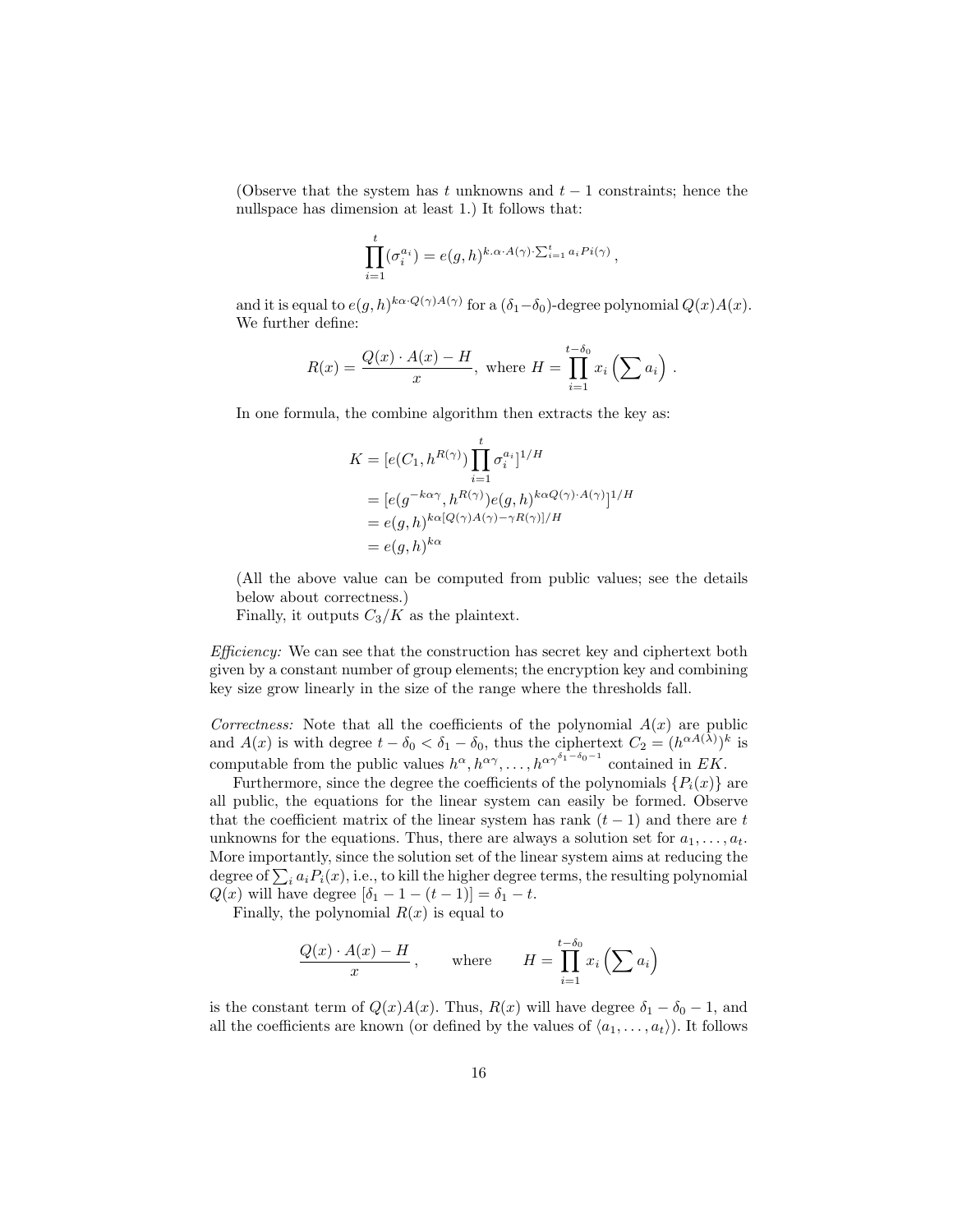(Observe that the system has $t$ unknowns and $t-1$ constraints; hence the nullspace has dimension at least 1.) It follows that:

$$\prod_{i=1}^{t}(\sigma_i^{a_i}) = e(g,h)^{k.\alpha\cdot A(\gamma)\cdot\sum_{i=1}^{t} a_i Pi(\gamma)}\,,$$

and it is equal to $e(g,h)^{k\alpha\cdot Q(\gamma)A(\gamma)}$ for a $(\delta_1-\delta_0)$-degree polynomial $Q(x)A(x)$. We further define:

$$R(x) = \frac{Q(x)\cdot A(x) - H}{x},\ \text{ where } H = \prod_{i=1}^{t-\delta_0} x_i \left(\sum a_i\right)\,.$$

In one formula, the combine algorithm then extracts the key as:

$$\begin{aligned}
K &= [e(C_1, h^{R(\gamma)})\prod_{i=1}^{t}\sigma_i^{a_i}]^{1/H} \\
&= [e(g^{-k\alpha\gamma}, h^{R(\gamma)})e(g,h)^{k\alpha Q(\gamma)\cdot A(\gamma)}]^{1/H} \\
&= e(g,h)^{k\alpha[Q(\gamma)A(\gamma)-\gamma R(\gamma)]/H} \\
&= e(g,h)^{k\alpha}
\end{aligned}$$

(All the above value can be computed from public values; see the details below about correctness.)

Finally, it outputs $C_3/K$ as the plaintext.

*Efficiency:* We can see that the construction has secret key and ciphertext both given by a constant number of group elements; the encryption key and combining key size grow linearly in the size of the range where the thresholds fall.

*Correctness:* Note that all the coefficients of the polynomial $A(x)$ are public and $A(x)$ is with degree $t-\delta_0 < \delta_1 - \delta_0$, thus the ciphertext $C_2 = (h^{\alpha A(\lambda)})^k$ is computable from the public values $h^{\alpha}, h^{\alpha\gamma}, \ldots, h^{\alpha\gamma^{\delta_1-\delta_0-1}}$ contained in $EK$.

Furthermore, since the degree the coefficients of the polynomials $\{P_i(x)\}$ are all public, the equations for the linear system can easily be formed. Observe that the coefficient matrix of the linear system has rank $(t-1)$ and there are $t$ unknowns for the equations. Thus, there are always a solution set for $a_1, \ldots, a_t$. More importantly, since the solution set of the linear system aims at reducing the degree of $\sum_i a_i P_i(x)$, i.e., to kill the higher degree terms, the resulting polynomial $Q(x)$ will have degree $[\delta_1 - 1 - (t-1)] = \delta_1 - t$.

Finally, the polynomial $R(x)$ is equal to

$$\frac{Q(x)\cdot A(x) - H}{x}\,, \qquad \text{where} \qquad H = \prod_{i=1}^{t-\delta_0} x_i\left(\sum a_i\right)$$

is the constant term of $Q(x)A(x)$. Thus, $R(x)$ will have degree $\delta_1 - \delta_0 - 1$, and all the coefficients are known (or defined by the values of $\langle a_1, \ldots, a_t\rangle$). It follows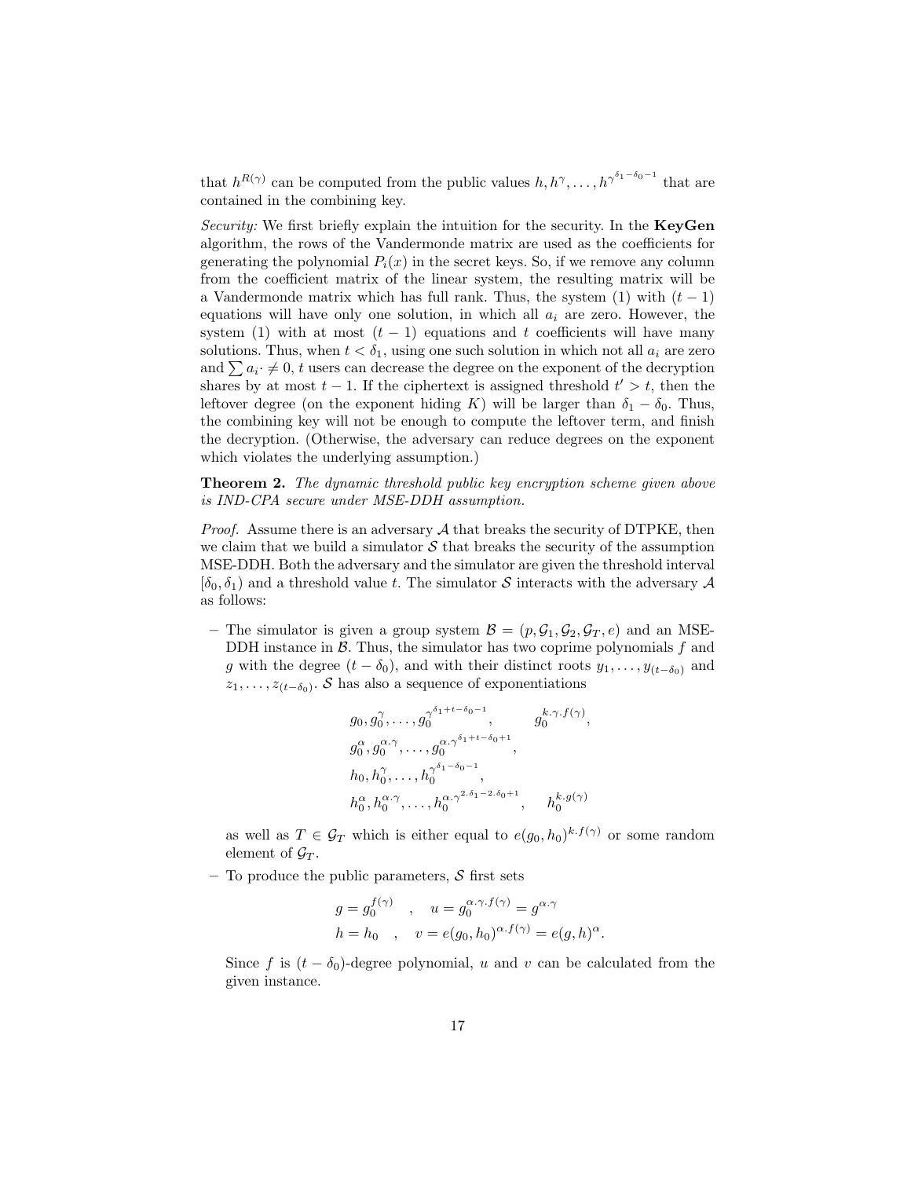that $h^{R(\gamma)}$ can be computed from the public values $h, h^{\gamma}, \dots, h^{\gamma^{\delta_1-\delta_0-1}}$ that are contained in the combining key.

*Security:* We first briefly explain the intuition for the security. In the **KeyGen** algorithm, the rows of the Vandermonde matrix are used as the coefficients for generating the polynomial $P_i(x)$ in the secret keys. So, if we remove any column from the coefficient matrix of the linear system, the resulting matrix will be a Vandermonde matrix which has full rank. Thus, the system (1) with $(t-1)$ equations will have only one solution, in which all $a_i$ are zero. However, the system (1) with at most $(t-1)$ equations and $t$ coefficients will have many solutions. Thus, when $t < \delta_1$, using one such solution in which not all $a_i$ are zero and $\sum a_i \cdot \neq 0$, $t$ users can decrease the degree on the exponent of the decryption shares by at most $t-1$. If the ciphertext is assigned threshold $t' > t$, then the leftover degree (on the exponent hiding $K$) will be larger than $\delta_1 - \delta_0$. Thus, the combining key will not be enough to compute the leftover term, and finish the decryption. (Otherwise, the adversary can reduce degrees on the exponent which violates the underlying assumption.)

**Theorem 2.** *The dynamic threshold public key encryption scheme given above is IND-CPA secure under MSE-DDH assumption.*

*Proof.* Assume there is an adversary $\mathcal{A}$ that breaks the security of DTPKE, then we claim that we build a simulator $\mathcal{S}$ that breaks the security of the assumption MSE-DDH. Both the adversary and the simulator are given the threshold interval $[\delta_0, \delta_1)$ and a threshold value $t$. The simulator $\mathcal{S}$ interacts with the adversary $\mathcal{A}$ as follows:

- The simulator is given a group system $\mathcal{B} = (p, \mathcal{G}_1, \mathcal{G}_2, \mathcal{G}_T, e)$ and an MSE-DDH instance in $\mathcal{B}$. Thus, the simulator has two coprime polynomials $f$ and $g$ with the degree $(t-\delta_0)$, and with their distinct roots $y_1, \dots, y_{(t-\delta_0)}$ and $z_1, \dots, z_{(t-\delta_0)}$. $\mathcal{S}$ has also a sequence of exponentiations

$$
\begin{array}{ll}
g_0, g_0^{\gamma}, \dots, g_0^{\gamma^{\delta_1+t-\delta_0-1}}, & g_0^{k.\gamma.f(\gamma)}, \\
g_0^{\alpha}, g_0^{\alpha.\gamma}, \dots, g_0^{\alpha.\gamma^{\delta_1+t-\delta_0+1}}, & \\
h_0, h_0^{\gamma}, \dots, h_0^{\gamma^{\delta_1-\delta_0-1}}, & \\
h_0^{\alpha}, h_0^{\alpha.\gamma}, \dots, h_0^{\alpha.\gamma^{2.\delta_1-2.\delta_0+1}}, & h_0^{k.g(\gamma)}
\end{array}
$$

  as well as $T \in \mathcal{G}_T$ which is either equal to $e(g_0, h_0)^{k.f(\gamma)}$ or some random element of $\mathcal{G}_T$.
- To produce the public parameters, $\mathcal{S}$ first sets

$$
\begin{aligned}
g &= g_0^{f(\gamma)} \quad , \quad u = g_0^{\alpha.\gamma.f(\gamma)} = g^{\alpha.\gamma} \\
h &= h_0 \quad , \quad v = e(g_0, h_0)^{\alpha.f(\gamma)} = e(g, h)^{\alpha}.
\end{aligned}
$$

  Since $f$ is $(t-\delta_0)$-degree polynomial, $u$ and $v$ can be calculated from the given instance.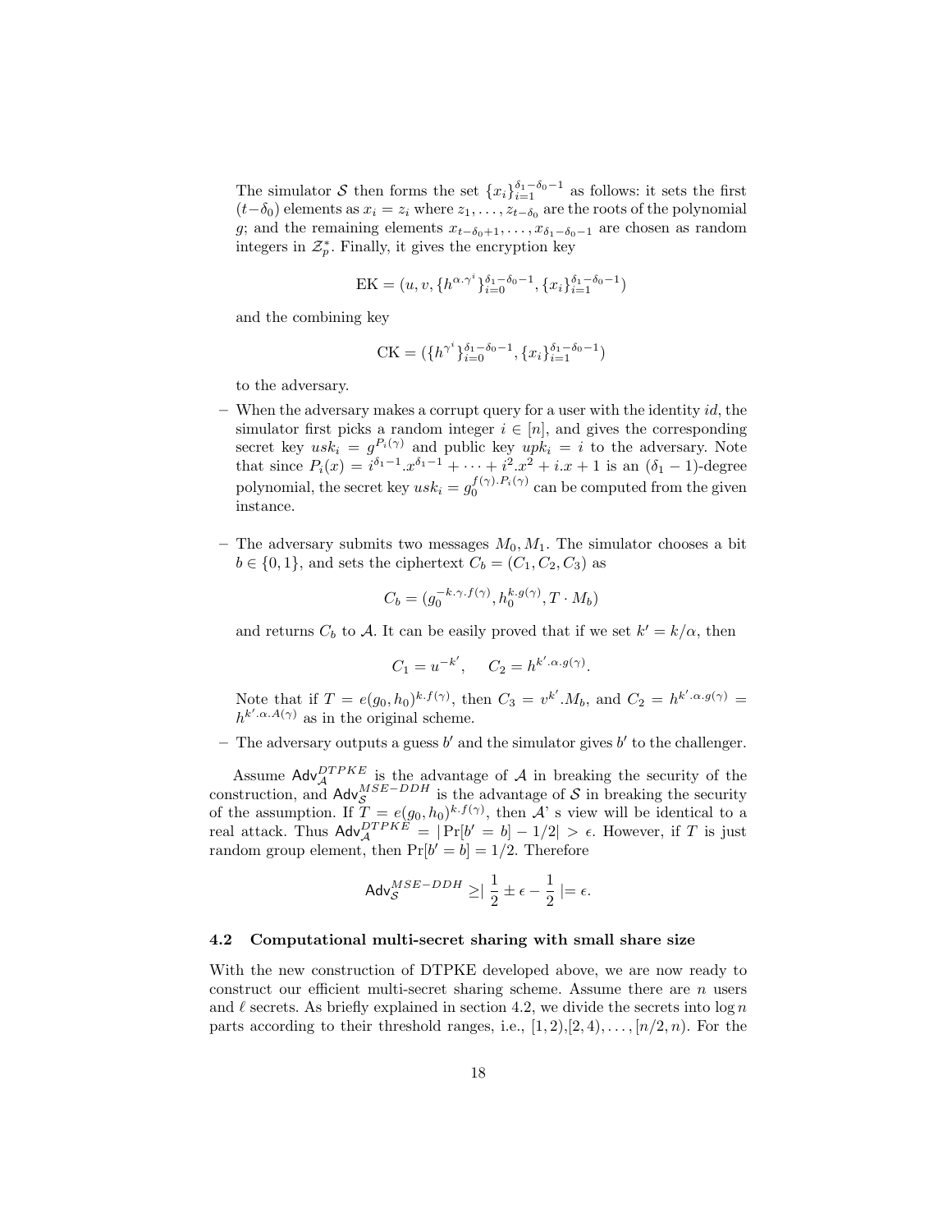The simulator $\mathcal{S}$ then forms the set $\{x_i\}_{i=1}^{\delta_1-\delta_0-1}$ as follows: it sets the first $(t-\delta_0)$ elements as $x_i = z_i$ where $z_1, \ldots, z_{t-\delta_0}$ are the roots of the polynomial $g$; and the remaining elements $x_{t-\delta_0+1}, \ldots, x_{\delta_1-\delta_0-1}$ are chosen as random integers in $\mathcal{Z}_p^*$. Finally, it gives the encryption key

$$\text{EK} = (u, v, \{h^{\alpha.\gamma^i}\}_{i=0}^{\delta_1-\delta_0-1}, \{x_i\}_{i=1}^{\delta_1-\delta_0-1})$$

and the combining key

$$\text{CK} = (\{h^{\gamma^i}\}_{i=0}^{\delta_1-\delta_0-1}, \{x_i\}_{i=1}^{\delta_1-\delta_0-1})$$

to the adversary.

- When the adversary makes a corrupt query for a user with the identity $id$, the simulator first picks a random integer $i \in [n]$, and gives the corresponding secret key $usk_i = g^{P_i(\gamma)}$ and public key $upk_i = i$ to the adversary. Note that since $P_i(x) = i^{\delta_1-1}.x^{\delta_1-1} + \cdots + i^2.x^2 + i.x + 1$ is an $(\delta_1 - 1)$-degree polynomial, the secret key $usk_i = g_0^{f(\gamma).P_i(\gamma)}$ can be computed from the given instance.

- The adversary submits two messages $M_0, M_1$. The simulator chooses a bit $b \in \{0, 1\}$, and sets the ciphertext $C_b = (C_1, C_2, C_3)$ as

$$C_b = (g_0^{-k.\gamma.f(\gamma)}, h_0^{k.g(\gamma)}, T \cdot M_b)$$

and returns $C_b$ to $\mathcal{A}$. It can be easily proved that if we set $k' = k/\alpha$, then

$$C_1 = u^{-k'}, \quad C_2 = h^{k'.\alpha.g(\gamma)}.$$

Note that if $T = e(g_0, h_0)^{k.f(\gamma)}$, then $C_3 = v^{k'}.M_b$, and $C_2 = h^{k'.\alpha.g(\gamma)} = h^{k'.\alpha.A(\gamma)}$ as in the original scheme.

- The adversary outputs a guess $b'$ and the simulator gives $b'$ to the challenger.

Assume $\mathsf{Adv}_{\mathcal{A}}^{DTPKE}$ is the advantage of $\mathcal{A}$ in breaking the security of the construction, and $\mathsf{Adv}_{\mathcal{S}}^{MSE-DDH}$ is the advantage of $\mathcal{S}$ in breaking the security of the assumption. If $T = e(g_0, h_0)^{k.f(\gamma)}$, then $\mathcal{A}$' s view will be identical to a real attack. Thus $\mathsf{Adv}_{\mathcal{A}}^{DTPKE} = |\Pr[b' = b] - 1/2| > \epsilon$. However, if $T$ is just random group element, then $\Pr[b' = b] = 1/2$. Therefore

$$\mathsf{Adv}_{\mathcal{S}}^{MSE-DDH} \geq \left| \frac{1}{2} \pm \epsilon - \frac{1}{2} \right| = \epsilon.$$

### 4.2 Computational multi-secret sharing with small share size

With the new construction of DTPKE developed above, we are now ready to construct our efficient multi-secret sharing scheme. Assume there are $n$ users and $\ell$ secrets. As briefly explained in section 4.2, we divide the secrets into $\log n$ parts according to their threshold ranges, i.e., $[1, 2)$,$[2, 4)$, $\ldots$, $[n/2, n)$. For the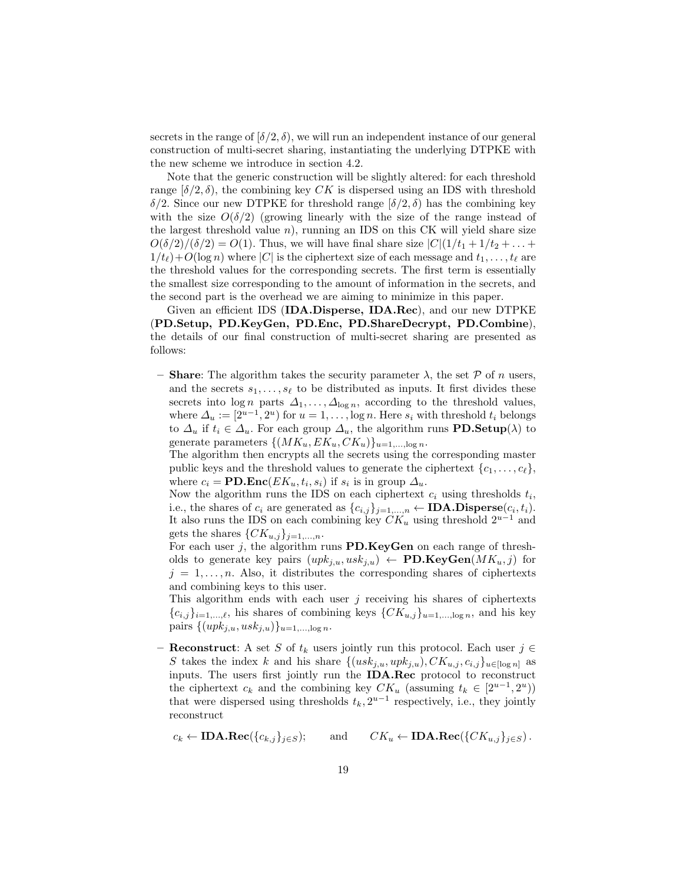secrets in the range of $[\delta/2, \delta)$, we will run an independent instance of our general construction of multi-secret sharing, instantiating the underlying DTPKE with the new scheme we introduce in section 4.2.

Note that the generic construction will be slightly altered: for each threshold range $[\delta/2, \delta)$, the combining key $CK$ is dispersed using an IDS with threshold $\delta/2$. Since our new DTPKE for threshold range $[\delta/2, \delta)$ has the combining key with the size $O(\delta/2)$ (growing linearly with the size of the range instead of the largest threshold value $n$), running an IDS on this CK will yield share size $O(\delta/2)/(\delta/2) = O(1)$. Thus, we will have final share size $|C|(1/t_1 + 1/t_2 + \ldots + 1/t_\ell) + O(\log n)$ where $|C|$ is the ciphertext size of each message and $t_1, \ldots, t_\ell$ are the threshold values for the corresponding secrets. The first term is essentially the smallest size corresponding to the amount of information in the secrets, and the second part is the overhead we are aiming to minimize in this paper.

Given an efficient IDS (**IDA.Disperse, IDA.Rec**), and our new DTPKE (**PD.Setup, PD.KeyGen, PD.Enc, PD.ShareDecrypt, PD.Combine**), the details of our final construction of multi-secret sharing are presented as follows:

- **Share**: The algorithm takes the security parameter $\lambda$, the set $\mathcal{P}$ of $n$ users, and the secrets $s_1, \ldots, s_\ell$ to be distributed as inputs. It first divides these secrets into $\log n$ parts $\Delta_1, \ldots, \Delta_{\log n}$, according to the threshold values, where $\Delta_u := [2^{u-1}, 2^u)$ for $u = 1, \ldots, \log n$. Here $s_i$ with threshold $t_i$ belongs to $\Delta_u$ if $t_i \in \Delta_u$. For each group $\Delta_u$, the algorithm runs $\mathbf{PD.Setup}(\lambda)$ to generate parameters $\{(MK_u, EK_u, CK_u)\}_{u=1,\ldots,\log n}$.
  The algorithm then encrypts all the secrets using the corresponding master public keys and the threshold values to generate the ciphertext $\{c_1, \ldots, c_\ell\}$, where $c_i = \mathbf{PD.Enc}(EK_u, t_i, s_i)$ if $s_i$ is in group $\Delta_u$.
  Now the algorithm runs the IDS on each ciphertext $c_i$ using thresholds $t_i$, i.e., the shares of $c_i$ are generated as $\{c_{i,j}\}_{j=1,\ldots,n} \leftarrow \mathbf{IDA.Disperse}(c_i, t_i)$. It also runs the IDS on each combining key $CK_u$ using threshold $2^{u-1}$ and gets the shares $\{CK_{u,j}\}_{j=1,\ldots,n}$.
  For each user $j$, the algorithm runs **PD.KeyGen** on each range of thresholds to generate key pairs $(upk_{j,u}, usk_{j,u}) \leftarrow \mathbf{PD.KeyGen}(MK_u, j)$ for $j = 1, \ldots, n$. Also, it distributes the corresponding shares of ciphertexts and combining keys to this user.
  This algorithm ends with each user $j$ receiving his shares of ciphertexts $\{c_{i,j}\}_{i=1,\ldots,\ell}$, his shares of combining keys $\{CK_{u,j}\}_{u=1,\ldots,\log n}$, and his key pairs $\{(upk_{j,u}, usk_{j,u})\}_{u=1,\ldots,\log n}$.
- **Reconstruct**: A set $S$ of $t_k$ users jointly run this protocol. Each user $j \in S$ takes the index $k$ and his share $\{(usk_{j,u}, upk_{j,u}), CK_{u,j}, c_{i,j}\}_{u \in [\log n]}$ as inputs. The users first jointly run the **IDA.Rec** protocol to reconstruct the ciphertext $c_k$ and the combining key $CK_u$ (assuming $t_k \in [2^{u-1}, 2^u)$) that were dispersed using thresholds $t_k, 2^{u-1}$ respectively, i.e., they jointly reconstruct

$$c_k \leftarrow \mathbf{IDA.Rec}(\{c_{k,j}\}_{j \in S}); \qquad \text{and} \qquad CK_u \leftarrow \mathbf{IDA.Rec}(\{CK_{u,j}\}_{j \in S}).$$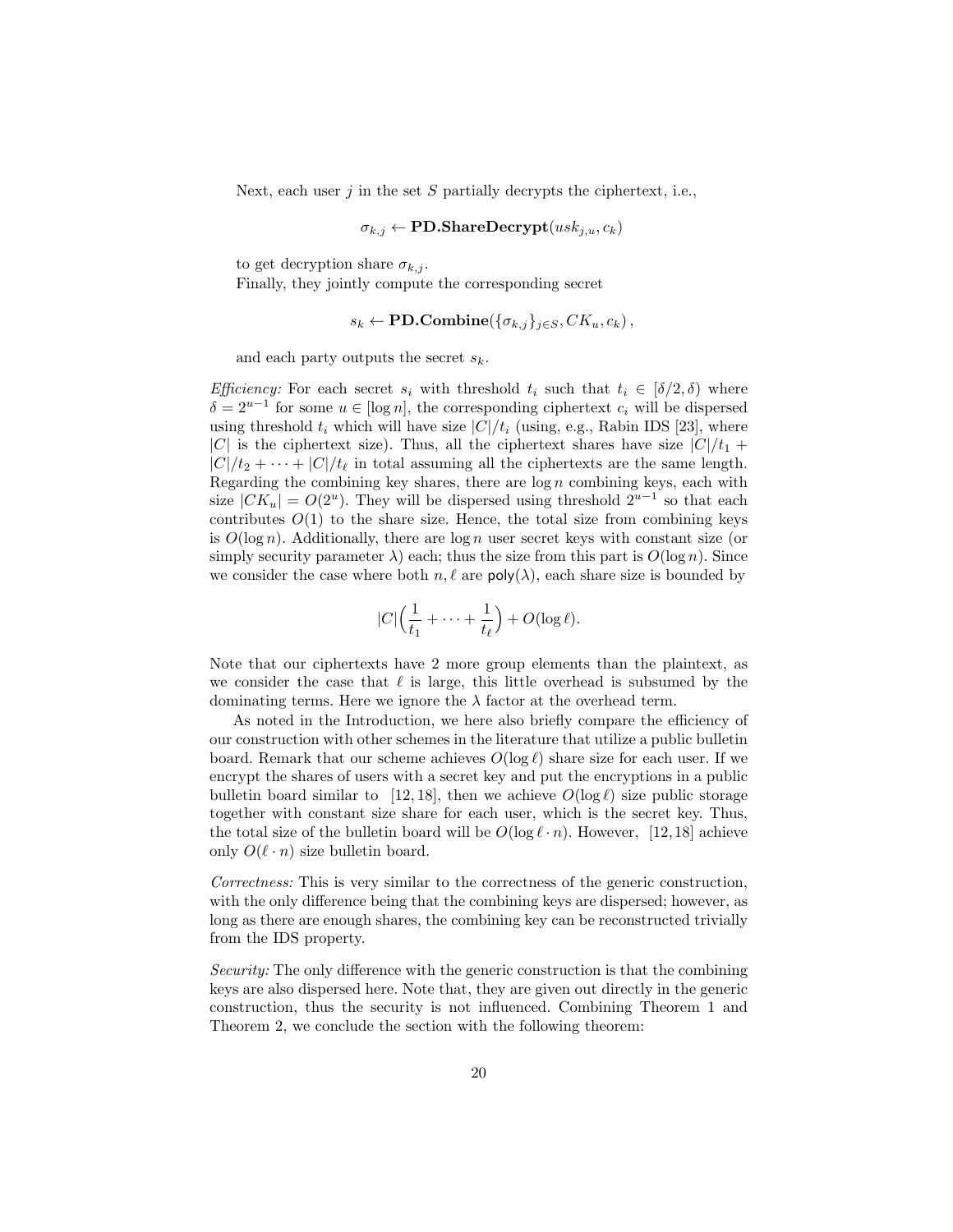Next, each user $j$ in the set $S$ partially decrypts the ciphertext, i.e.,

$$\sigma_{k,j} \leftarrow \textbf{PD.ShareDecrypt}(usk_{j,u}, c_k)$$

to get decryption share $\sigma_{k,j}$.

Finally, they jointly compute the corresponding secret

$$s_k \leftarrow \textbf{PD.Combine}(\{\sigma_{k,j}\}_{j \in S}, CK_u, c_k)\,,$$

and each party outputs the secret $s_k$.

*Efficiency:* For each secret $s_i$ with threshold $t_i$ such that $t_i \in [\delta/2, \delta)$ where $\delta = 2^{u-1}$ for some $u \in [\log n]$, the corresponding ciphertext $c_i$ will be dispersed using threshold $t_i$ which will have size $|C|/t_i$ (using, e.g., Rabin IDS [23], where $|C|$ is the ciphertext size). Thus, all the ciphertext shares have size $|C|/t_1 + |C|/t_2 + \cdots + |C|/t_\ell$ in total assuming all the ciphertexts are the same length. Regarding the combining key shares, there are $\log n$ combining keys, each with size $|CK_u| = O(2^u)$. They will be dispersed using threshold $2^{u-1}$ so that each contributes $O(1)$ to the share size. Hence, the total size from combining keys is $O(\log n)$. Additionally, there are $\log n$ user secret keys with constant size (or simply security parameter $\lambda$) each; thus the size from this part is $O(\log n)$. Since we consider the case where both $n, \ell$ are $\mathsf{poly}(\lambda)$, each share size is bounded by

$$|C|\Big(\frac{1}{t_1} + \cdots + \frac{1}{t_\ell}\Big) + O(\log \ell).$$

Note that our ciphertexts have 2 more group elements than the plaintext, as we consider the case that $\ell$ is large, this little overhead is subsumed by the dominating terms. Here we ignore the $\lambda$ factor at the overhead term.

As noted in the Introduction, we here also briefly compare the efficiency of our construction with other schemes in the literature that utilize a public bulletin board. Remark that our scheme achieves $O(\log \ell)$ share size for each user. If we encrypt the shares of users with a secret key and put the encryptions in a public bulletin board similar to [12, 18], then we achieve $O(\log \ell)$ size public storage together with constant size share for each user, which is the secret key. Thus, the total size of the bulletin board will be $O(\log \ell \cdot n)$. However, [12, 18] achieve only $O(\ell \cdot n)$ size bulletin board.

*Correctness:* This is very similar to the correctness of the generic construction, with the only difference being that the combining keys are dispersed; however, as long as there are enough shares, the combining key can be reconstructed trivially from the IDS property.

*Security:* The only difference with the generic construction is that the combining keys are also dispersed here. Note that, they are given out directly in the generic construction, thus the security is not influenced. Combining Theorem 1 and Theorem 2, we conclude the section with the following theorem: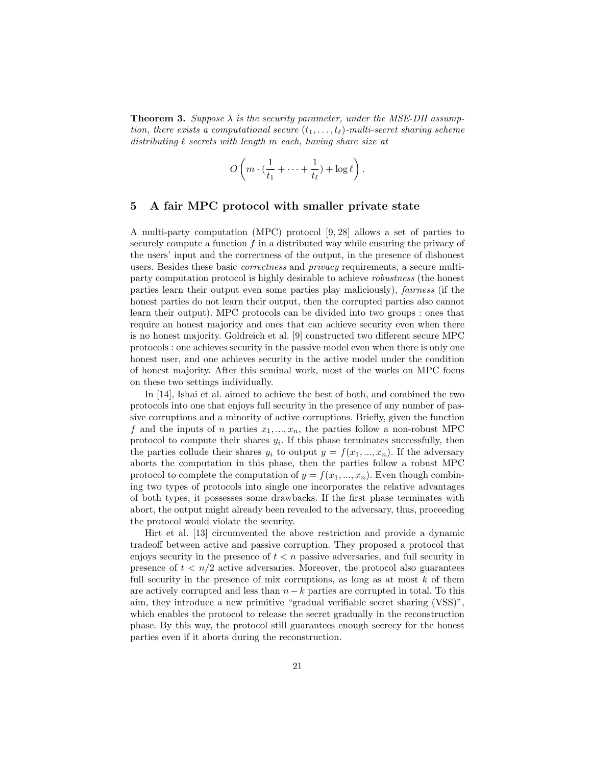**Theorem 3.** *Suppose $\lambda$ is the security parameter, under the MSE-DH assumption, there exists a computational secure $(t_1, \ldots, t_\ell)$-multi-secret sharing scheme distributing $\ell$ secrets with length $m$ each, having share size at*

$$O\left(m \cdot (\frac{1}{t_1} + \cdots + \frac{1}{t_\ell}) + \log \ell\right).$$

## 5 A fair MPC protocol with smaller private state

A multi-party computation (MPC) protocol [9, 28] allows a set of parties to securely compute a function $f$ in a distributed way while ensuring the privacy of the users' input and the correctness of the output, in the presence of dishonest users. Besides these basic *correctness* and *privacy* requirements, a secure multi-party computation protocol is highly desirable to achieve *robustness* (the honest parties learn their output even some parties play maliciously), *fairness* (if the honest parties do not learn their output, then the corrupted parties also cannot learn their output). MPC protocols can be divided into two groups : ones that require an honest majority and ones that can achieve security even when there is no honest majority. Goldreich et al. [9] constructed two different secure MPC protocols : one achieves security in the passive model even when there is only one honest user, and one achieves security in the active model under the condition of honest majority. After this seminal work, most of the works on MPC focus on these two settings individually.

In [14], Ishai et al. aimed to achieve the best of both, and combined the two protocols into one that enjoys full security in the presence of any number of passive corruptions and a minority of active corruptions. Briefly, given the function $f$ and the inputs of $n$ parties $x_1, ..., x_n$, the parties follow a non-robust MPC protocol to compute their shares $y_i$. If this phase terminates successfully, then the parties collude their shares $y_i$ to output $y = f(x_1, ..., x_n)$. If the adversary aborts the computation in this phase, then the parties follow a robust MPC protocol to complete the computation of $y = f(x_1, ..., x_n)$. Even though combining two types of protocols into single one incorporates the relative advantages of both types, it possesses some drawbacks. If the first phase terminates with abort, the output might already been revealed to the adversary, thus, proceeding the protocol would violate the security.

Hirt et al. [13] circumvented the above restriction and provide a dynamic tradeoff between active and passive corruption. They proposed a protocol that enjoys security in the presence of $t < n$ passive adversaries, and full security in presence of $t < n/2$ active adversaries. Moreover, the protocol also guarantees full security in the presence of mix corruptions, as long as at most $k$ of them are actively corrupted and less than $n - k$ parties are corrupted in total. To this aim, they introduce a new primitive "gradual verifiable secret sharing (VSS)", which enables the protocol to release the secret gradually in the reconstruction phase. By this way, the protocol still guarantees enough secrecy for the honest parties even if it aborts during the reconstruction.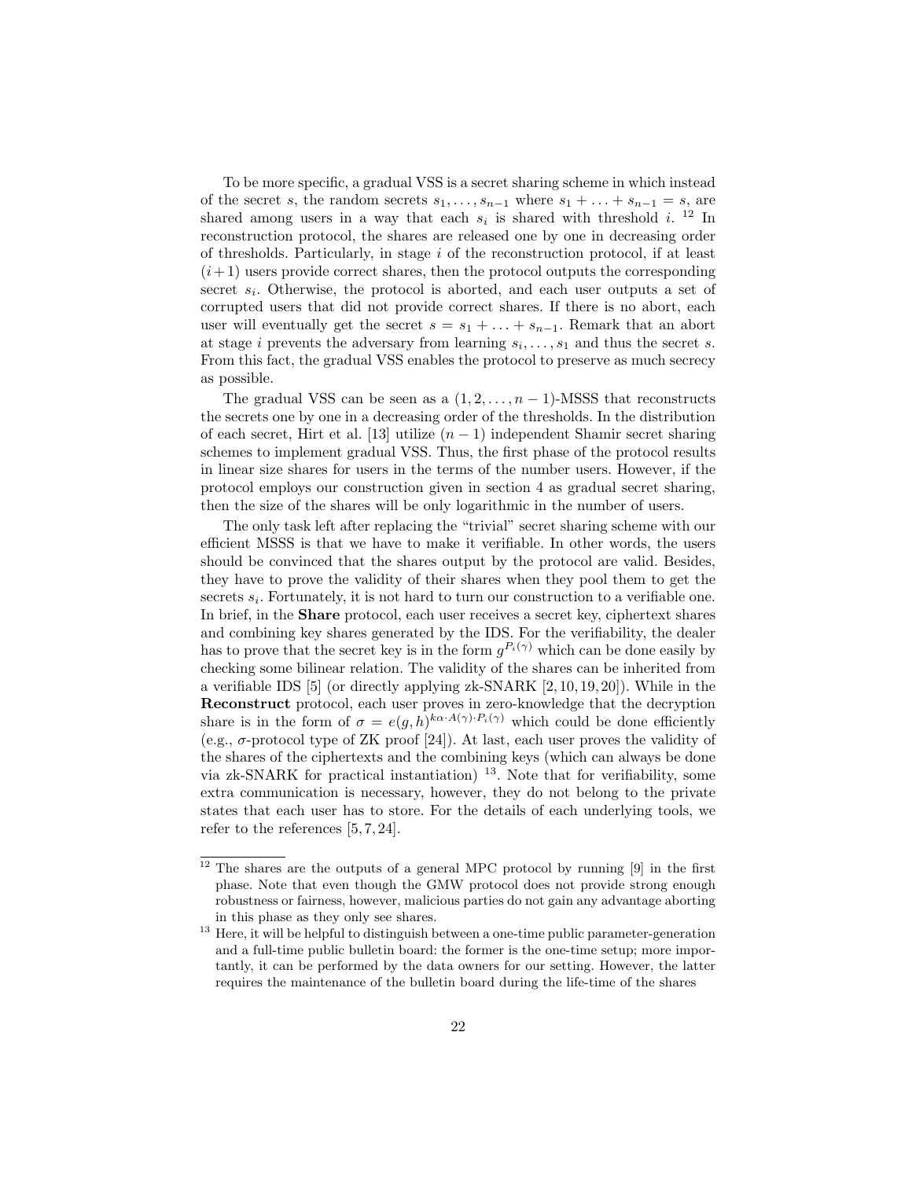To be more specific, a gradual VSS is a secret sharing scheme in which instead of the secret $s$, the random secrets $s_1, \ldots, s_{n-1}$ where $s_1 + \ldots + s_{n-1} = s$, are shared among users in a way that each $s_i$ is shared with threshold $i$. [12] In reconstruction protocol, the shares are released one by one in decreasing order of thresholds. Particularly, in stage $i$ of the reconstruction protocol, if at least $(i+1)$ users provide correct shares, then the protocol outputs the corresponding secret $s_i$. Otherwise, the protocol is aborted, and each user outputs a set of corrupted users that did not provide correct shares. If there is no abort, each user will eventually get the secret $s = s_1 + \ldots + s_{n-1}$. Remark that an abort at stage $i$ prevents the adversary from learning $s_i, \ldots, s_1$ and thus the secret $s$. From this fact, the gradual VSS enables the protocol to preserve as much secrecy as possible.

The gradual VSS can be seen as a $(1, 2, \ldots, n-1)$-MSSS that reconstructs the secrets one by one in a decreasing order of the thresholds. In the distribution of each secret, Hirt et al. [13] utilize $(n-1)$ independent Shamir secret sharing schemes to implement gradual VSS. Thus, the first phase of the protocol results in linear size shares for users in the terms of the number users. However, if the protocol employs our construction given in section 4 as gradual secret sharing, then the size of the shares will be only logarithmic in the number of users.

The only task left after replacing the "trivial" secret sharing scheme with our efficient MSSS is that we have to make it verifiable. In other words, the users should be convinced that the shares output by the protocol are valid. Besides, they have to prove the validity of their shares when they pool them to get the secrets $s_i$. Fortunately, it is not hard to turn our construction to a verifiable one. In brief, in the **Share** protocol, each user receives a secret key, ciphertext shares and combining key shares generated by the IDS. For the verifiability, the dealer has to prove that the secret key is in the form $g^{P_i(\gamma)}$ which can be done easily by checking some bilinear relation. The validity of the shares can be inherited from a verifiable IDS [5] (or directly applying zk-SNARK [2, 10, 19, 20]). While in the **Reconstruct** protocol, each user proves in zero-knowledge that the decryption share is in the form of $\sigma = e(g, h)^{k\alpha \cdot A(\gamma) \cdot P_i(\gamma)}$ which could be done efficiently (e.g., $\sigma$-protocol type of ZK proof [24]). At last, each user proves the validity of the shares of the ciphertexts and the combining keys (which can always be done via zk-SNARK for practical instantiation) [13]. Note that for verifiability, some extra communication is necessary, however, they do not belong to the private states that each user has to store. For the details of each underlying tools, we refer to the references [5, 7, 24].

---

[12] The shares are the outputs of a general MPC protocol by running [9] in the first phase. Note that even though the GMW protocol does not provide strong enough robustness or fairness, however, malicious parties do not gain any advantage aborting in this phase as they only see shares.

[13] Here, it will be helpful to distinguish between a one-time public parameter-generation and a full-time public bulletin board: the former is the one-time setup; more importantly, it can be performed by the data owners for our setting. However, the latter requires the maintenance of the bulletin board during the life-time of the shares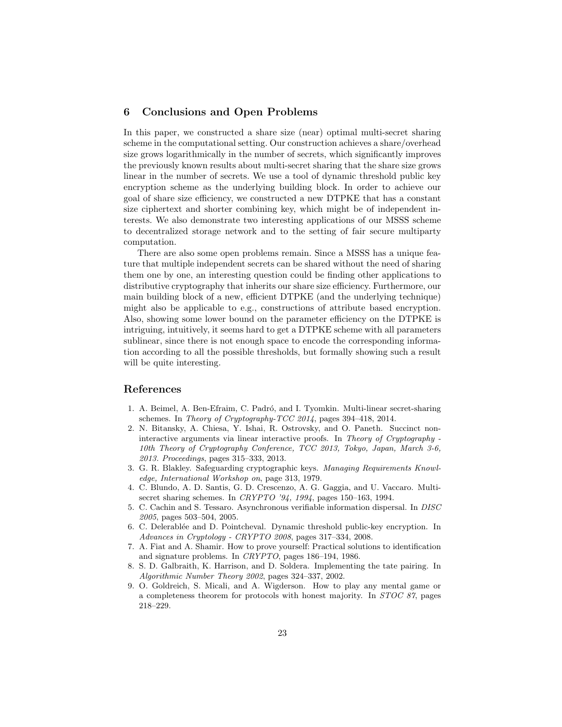## 6 Conclusions and Open Problems

In this paper, we constructed a share size (near) optimal multi-secret sharing scheme in the computational setting. Our construction achieves a share/overhead size grows logarithmically in the number of secrets, which significantly improves the previously known results about multi-secret sharing that the share size grows linear in the number of secrets. We use a tool of dynamic threshold public key encryption scheme as the underlying building block. In order to achieve our goal of share size efficiency, we constructed a new DTPKE that has a constant size ciphertext and shorter combining key, which might be of independent interests. We also demonstrate two interesting applications of our MSSS scheme to decentralized storage network and to the setting of fair secure multiparty computation.

There are also some open problems remain. Since a MSSS has a unique feature that multiple independent secrets can be shared without the need of sharing them one by one, an interesting question could be finding other applications to distributive cryptography that inherits our share size efficiency. Furthermore, our main building block of a new, efficient DTPKE (and the underlying technique) might also be applicable to e.g., constructions of attribute based encryption. Also, showing some lower bound on the parameter efficiency on the DTPKE is intriguing, intuitively, it seems hard to get a DTPKE scheme with all parameters sublinear, since there is not enough space to encode the corresponding information according to all the possible thresholds, but formally showing such a result will be quite interesting.

## References

1. A. Beimel, A. Ben-Efraim, C. Padró, and I. Tyomkin. Multi-linear secret-sharing schemes. In *Theory of Cryptography-TCC 2014*, pages 394–418, 2014.
2. N. Bitansky, A. Chiesa, Y. Ishai, R. Ostrovsky, and O. Paneth. Succinct non-interactive arguments via linear interactive proofs. In *Theory of Cryptography - 10th Theory of Cryptography Conference, TCC 2013, Tokyo, Japan, March 3-6, 2013. Proceedings*, pages 315–333, 2013.
3. G. R. Blakley. Safeguarding cryptographic keys. *Managing Requirements Knowledge, International Workshop on*, page 313, 1979.
4. C. Blundo, A. D. Santis, G. D. Crescenzo, A. G. Gaggia, and U. Vaccaro. Multi-secret sharing schemes. In *CRYPTO '94, 1994*, pages 150–163, 1994.
5. C. Cachin and S. Tessaro. Asynchronous verifiable information dispersal. In *DISC 2005*, pages 503–504, 2005.
6. C. Delerablée and D. Pointcheval. Dynamic threshold public-key encryption. In *Advances in Cryptology - CRYPTO 2008*, pages 317–334, 2008.
7. A. Fiat and A. Shamir. How to prove yourself: Practical solutions to identification and signature problems. In *CRYPTO*, pages 186–194, 1986.
8. S. D. Galbraith, K. Harrison, and D. Soldera. Implementing the tate pairing. In *Algorithmic Number Theory 2002*, pages 324–337, 2002.
9. O. Goldreich, S. Micali, and A. Wigderson. How to play any mental game or a completeness theorem for protocols with honest majority. In *STOC 87*, pages 218–229.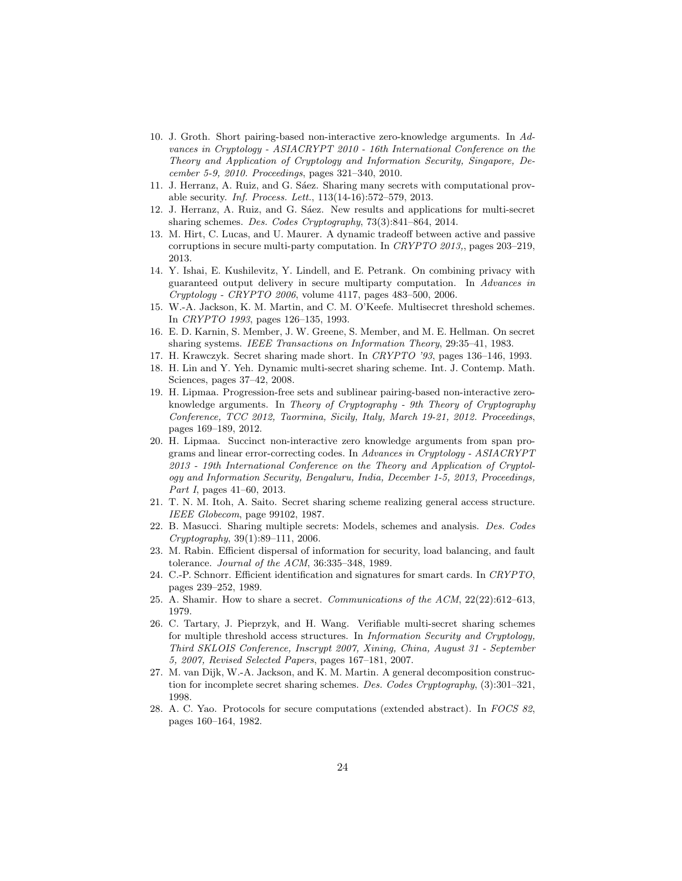10. J. Groth. Short pairing-based non-interactive zero-knowledge arguments. In *Advances in Cryptology - ASIACRYPT 2010 - 16th International Conference on the Theory and Application of Cryptology and Information Security, Singapore, December 5-9, 2010. Proceedings*, pages 321–340, 2010.
11. J. Herranz, A. Ruiz, and G. Sáez. Sharing many secrets with computational provable security. *Inf. Process. Lett.*, 113(14-16):572–579, 2013.
12. J. Herranz, A. Ruiz, and G. Sáez. New results and applications for multi-secret sharing schemes. *Des. Codes Cryptography*, 73(3):841–864, 2014.
13. M. Hirt, C. Lucas, and U. Maurer. A dynamic tradeoff between active and passive corruptions in secure multi-party computation. In *CRYPTO 2013,*, pages 203–219, 2013.
14. Y. Ishai, E. Kushilevitz, Y. Lindell, and E. Petrank. On combining privacy with guaranteed output delivery in secure multiparty computation. In *Advances in Cryptology - CRYPTO 2006*, volume 4117, pages 483–500, 2006.
15. W.-A. Jackson, K. M. Martin, and C. M. O'Keefe. Multisecret threshold schemes. In *CRYPTO 1993*, pages 126–135, 1993.
16. E. D. Karnin, S. Member, J. W. Greene, S. Member, and M. E. Hellman. On secret sharing systems. *IEEE Transactions on Information Theory*, 29:35–41, 1983.
17. H. Krawczyk. Secret sharing made short. In *CRYPTO '93*, pages 136–146, 1993.
18. H. Lin and Y. Yeh. Dynamic multi-secret sharing scheme. Int. J. Contemp. Math. Sciences, pages 37–42, 2008.
19. H. Lipmaa. Progression-free sets and sublinear pairing-based non-interactive zero-knowledge arguments. In *Theory of Cryptography - 9th Theory of Cryptography Conference, TCC 2012, Taormina, Sicily, Italy, March 19-21, 2012. Proceedings*, pages 169–189, 2012.
20. H. Lipmaa. Succinct non-interactive zero knowledge arguments from span programs and linear error-correcting codes. In *Advances in Cryptology - ASIACRYPT 2013 - 19th International Conference on the Theory and Application of Cryptology and Information Security, Bengaluru, India, December 1-5, 2013, Proceedings, Part I*, pages 41–60, 2013.
21. T. N. M. Itoh, A. Saito. Secret sharing scheme realizing general access structure. *IEEE Globecom*, page 99102, 1987.
22. B. Masucci. Sharing multiple secrets: Models, schemes and analysis. *Des. Codes Cryptography*, 39(1):89–111, 2006.
23. M. Rabin. Efficient dispersal of information for security, load balancing, and fault tolerance. *Journal of the ACM*, 36:335–348, 1989.
24. C.-P. Schnorr. Efficient identification and signatures for smart cards. In *CRYPTO*, pages 239–252, 1989.
25. A. Shamir. How to share a secret. *Communications of the ACM*, 22(22):612–613, 1979.
26. C. Tartary, J. Pieprzyk, and H. Wang. Verifiable multi-secret sharing schemes for multiple threshold access structures. In *Information Security and Cryptology, Third SKLOIS Conference, Inscrypt 2007, Xining, China, August 31 - September 5, 2007, Revised Selected Papers*, pages 167–181, 2007.
27. M. van Dijk, W.-A. Jackson, and K. M. Martin. A general decomposition construction for incomplete secret sharing schemes. *Des. Codes Cryptography*, (3):301–321, 1998.
28. A. C. Yao. Protocols for secure computations (extended abstract). In *FOCS 82*, pages 160–164, 1982.